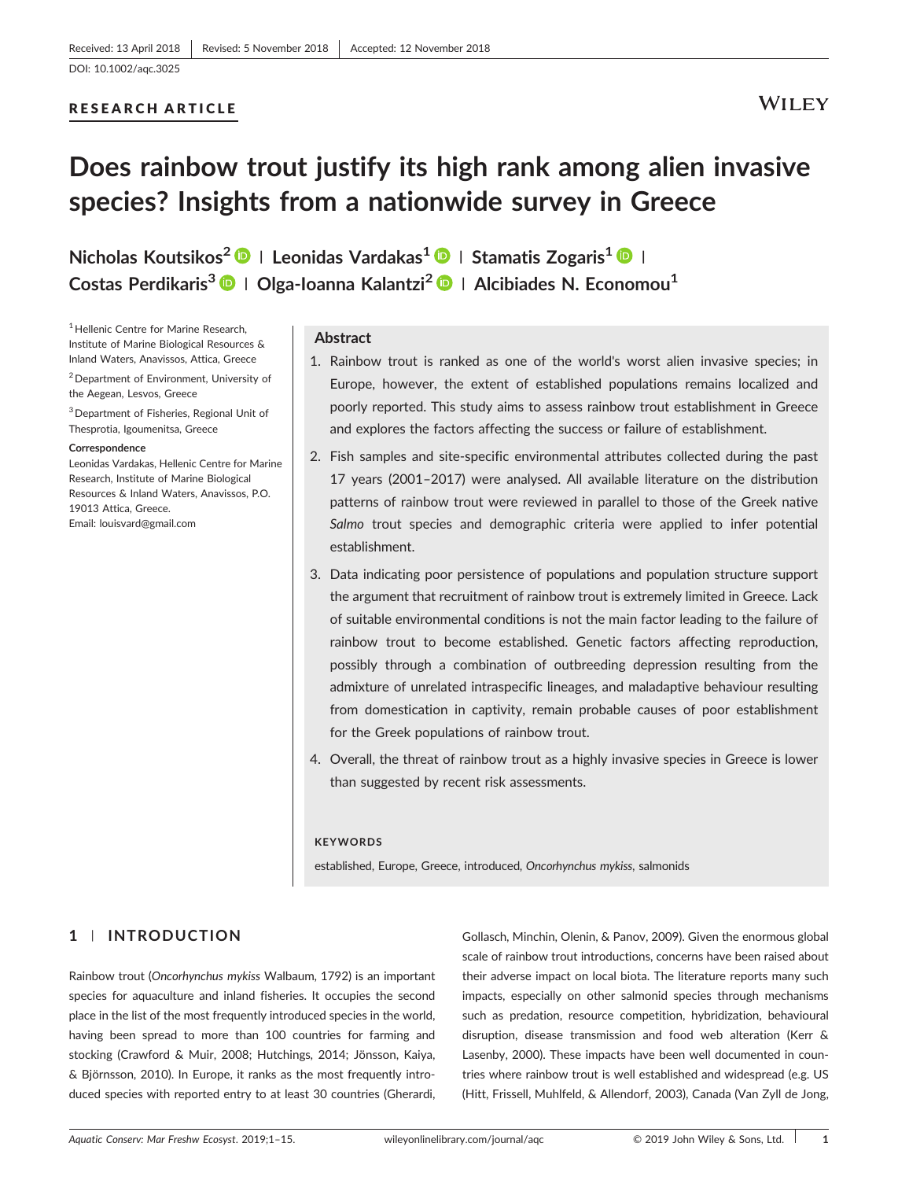Received: 13 April 2018 | Revised: 5 November 2018 | Accepted: 12 November 2018

DOI: 10.1002/aqc.3025

RESEARCH ARTICLE

# Does rainbow trout justify its high rank among alien invasive species? Insights from a nationwide survey in Greece

**Nicholas Koutsikos**[2] | **Leonidas Vardakas**[1] | **Stamatis Zogaris**[1] | **Costas Perdikaris**[3] | **Olga-Ioanna Kalantzi**[2] | **Alcibiades N. Economou**[1]

[1] Hellenic Centre for Marine Research, Institute of Marine Biological Resources & Inland Waters, Anavissos, Attica, Greece

[2] Department of Environment, University of the Aegean, Lesvos, Greece

[3] Department of Fisheries, Regional Unit of Thesprotia, Igoumenitsa, Greece

**Correspondence**
Leonidas Vardakas, Hellenic Centre for Marine Research, Institute of Marine Biological Resources & Inland Waters, Anavissos, P.O. 19013 Attica, Greece.
Email: louisvard@gmail.com

## Abstract

1. Rainbow trout is ranked as one of the world's worst alien invasive species; in Europe, however, the extent of established populations remains localized and poorly reported. This study aims to assess rainbow trout establishment in Greece and explores the factors affecting the success or failure of establishment.
2. Fish samples and site-specific environmental attributes collected during the past 17 years (2001–2017) were analysed. All available literature on the distribution patterns of rainbow trout were reviewed in parallel to those of the Greek native *Salmo* trout species and demographic criteria were applied to infer potential establishment.
3. Data indicating poor persistence of populations and population structure support the argument that recruitment of rainbow trout is extremely limited in Greece. Lack of suitable environmental conditions is not the main factor leading to the failure of rainbow trout to become established. Genetic factors affecting reproduction, possibly through a combination of outbreeding depression resulting from the admixture of unrelated intraspecific lineages, and maladaptive behaviour resulting from domestication in captivity, remain probable causes of poor establishment for the Greek populations of rainbow trout.
4. Overall, the threat of rainbow trout as a highly invasive species in Greece is lower than suggested by recent risk assessments.

**KEYWORDS**

established, Europe, Greece, introduced, *Oncorhynchus mykiss*, salmonids

## 1 | INTRODUCTION

Rainbow trout (*Oncorhynchus mykiss* Walbaum, 1792) is an important species for aquaculture and inland fisheries. It occupies the second place in the list of the most frequently introduced species in the world, having been spread to more than 100 countries for farming and stocking (Crawford & Muir, 2008; Hutchings, 2014; Jönsson, Kaiya, & Björnsson, 2010). In Europe, it ranks as the most frequently introduced species with reported entry to at least 30 countries (Gherardi, Gollasch, Minchin, Olenin, & Panov, 2009). Given the enormous global scale of rainbow trout introductions, concerns have been raised about their adverse impact on local biota. The literature reports many such impacts, especially on other salmonid species through mechanisms such as predation, resource competition, hybridization, behavioural disruption, disease transmission and food web alteration (Kerr & Lasenby, 2000). These impacts have been well documented in countries where rainbow trout is well established and widespread (e.g. US (Hitt, Frissell, Muhlfeld, & Allendorf, 2003), Canada (Van Zyll de Jong,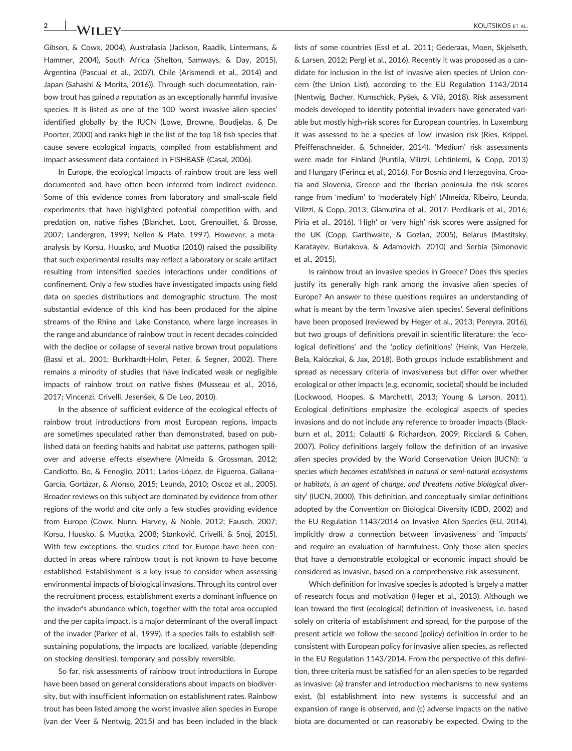Gibson, & Cowx, 2004), Australasia (Jackson, Raadik, Lintermans, & Hammer, 2004), South Africa (Shelton, Samways, & Day, 2015), Argentina (Pascual et al., 2007), Chile (Arismendi et al., 2014) and Japan (Sahashi & Morita, 2016)). Through such documentation, rainbow trout has gained a reputation as an exceptionally harmful invasive species. It is listed as one of the 100 'worst invasive alien species' identified globally by the IUCN (Lowe, Browne, Boudjelas, & De Poorter, 2000) and ranks high in the list of the top 18 fish species that cause severe ecological impacts, compiled from establishment and impact assessment data contained in FISHBASE (Casal, 2006).

In Europe, the ecological impacts of rainbow trout are less well documented and have often been inferred from indirect evidence. Some of this evidence comes from laboratory and small-scale field experiments that have highlighted potential competition with, and predation on, native fishes (Blanchet, Loot, Grenouillet, & Brosse, 2007; Landergren, 1999; Nellen & Plate, 1997). However, a meta-analysis by Korsu, Huusko, and Muotka (2010) raised the possibility that such experimental results may reflect a laboratory or scale artifact resulting from intensified species interactions under conditions of confinement. Only a few studies have investigated impacts using field data on species distributions and demographic structure. The most substantial evidence of this kind has been produced for the alpine streams of the Rhine and Lake Constance, where large increases in the range and abundance of rainbow trout in recent decades coincided with the decline or collapse of several native brown trout populations (Bassi et al., 2001; Burkhardt-Holm, Peter, & Segner, 2002). There remains a minority of studies that have indicated weak or negligible impacts of rainbow trout on native fishes (Musseau et al., 2016, 2017; Vincenzi, Crivelli, Jesenšek, & De Leo, 2010).

In the absence of sufficient evidence of the ecological effects of rainbow trout introductions from most European regions, impacts are sometimes speculated rather than demonstrated, based on published data on feeding habits and habitat use patterns, pathogen spill-over and adverse effects elsewhere (Almeida & Grossman, 2012; Candiotto, Bo, & Fenoglio, 2011; Larios-López, de Figueroa, Galiana-García, Gortázar, & Alonso, 2015; Leunda, 2010; Oscoz et al., 2005). Broader reviews on this subject are dominated by evidence from other regions of the world and cite only a few studies providing evidence from Europe (Cowx, Nunn, Harvey, & Noble, 2012; Fausch, 2007; Korsu, Huusko, & Muotka, 2008; Stanković, Crivelli, & Snoj, 2015). With few exceptions, the studies cited for Europe have been conducted in areas where rainbow trout is not known to have become established. Establishment is a key issue to consider when assessing environmental impacts of biological invasions. Through its control over the recruitment process, establishment exerts a dominant influence on the invader's abundance which, together with the total area occupied and the per capita impact, is a major determinant of the overall impact of the invader (Parker et al., 1999). If a species fails to establish self-sustaining populations, the impacts are localized, variable (depending on stocking densities), temporary and possibly reversible.

So far, risk assessments of rainbow trout introductions in Europe have been based on general considerations about impacts on biodiversity, but with insufficient information on establishment rates. Rainbow trout has been listed among the worst invasive alien species in Europe (van der Veer & Nentwig, 2015) and has been included in the black lists of some countries (Essl et al., 2011; Gederaas, Moen, Skjelseth, & Larsen, 2012; Pergl et al., 2016). Recently it was proposed as a candidate for inclusion in the list of invasive alien species of Union concern (the Union List), according to the EU Regulation 1143/2014 (Nentwig, Bacher, Kumschick, Pyšek, & Vilà, 2018). Risk assessment models developed to identify potential invaders have generated variable but mostly high-risk scores for European countries. In Luxemburg it was assessed to be a species of 'low' invasion risk (Ries, Krippel, Pfeiffenschneider, & Schneider, 2014). 'Medium' risk assessments were made for Finland (Puntila, Vilizzi, Lehtiniemi, & Copp, 2013) and Hungary (Ferincz et al., 2016). For Bosnia and Herzegovina, Croatia and Slovenia, Greece and the Iberian peninsula the risk scores range from 'medium' to 'moderately high' (Almeida, Ribeiro, Leunda, Vilizzi, & Copp, 2013; Glamuzina et al., 2017; Perdikaris et al., 2016; Piria et al., 2016). 'High' or 'very high' risk scores were assigned for the UK (Copp, Garthwaite, & Gozlan, 2005), Belarus (Mastitsky, Karatayev, Burlakova, & Adamovich, 2010) and Serbia (Simonovic et al., 2015).

Is rainbow trout an invasive species in Greece? Does this species justify its generally high rank among the invasive alien species of Europe? An answer to these questions requires an understanding of what is meant by the term 'invasive alien species'. Several definitions have been proposed (reviewed by Heger et al., 2013; Pereyra, 2016), but two groups of definitions prevail in scientific literature: the 'ecological definitions' and the 'policy definitions' (Heink, Van Herzele, Bela, Kalóczkai, & Jax, 2018). Both groups include establishment and spread as necessary criteria of invasiveness but differ over whether ecological or other impacts (e.g. economic, societal) should be included (Lockwood, Hoopes, & Marchetti, 2013; Young & Larson, 2011). Ecological definitions emphasize the ecological aspects of species invasions and do not include any reference to broader impacts (Blackburn et al., 2011; Colautti & Richardson, 2009; Ricciardi & Cohen, 2007). Policy definitions largely follow the definition of an invasive alien species provided by the World Conservation Union (IUCN): '*a species which becomes established in natural or semi-natural ecosystems or habitats, is an agent of change, and threatens native biological diversity*' (IUCN, 2000). This definition, and conceptually similar definitions adopted by the Convention on Biological Diversity (CBD, 2002) and the EU Regulation 1143/2014 on Invasive Alien Species (EU, 2014), implicitly draw a connection between 'invasiveness' and 'impacts' and require an evaluation of harmfulness. Only those alien species that have a demonstrable ecological or economic impact should be considered as invasive, based on a comprehensive risk assessment.

Which definition for invasive species is adopted is largely a matter of research focus and motivation (Heger et al., 2013). Although we lean toward the first (ecological) definition of invasiveness, i.e. based solely on criteria of establishment and spread, for the purpose of the present article we follow the second (policy) definition in order to be consistent with European policy for invasive allien species, as reflected in the EU Regulation 1143/2014. From the perspective of this definition, three criteria must be satisfied for an alien species to be regarded as invasive: (a) transfer and introduction mechanisms to new systems exist, (b) establishment into new systems is successful and an expansion of range is observed, and (c) adverse impacts on the native biota are documented or can reasonably be expected. Owing to the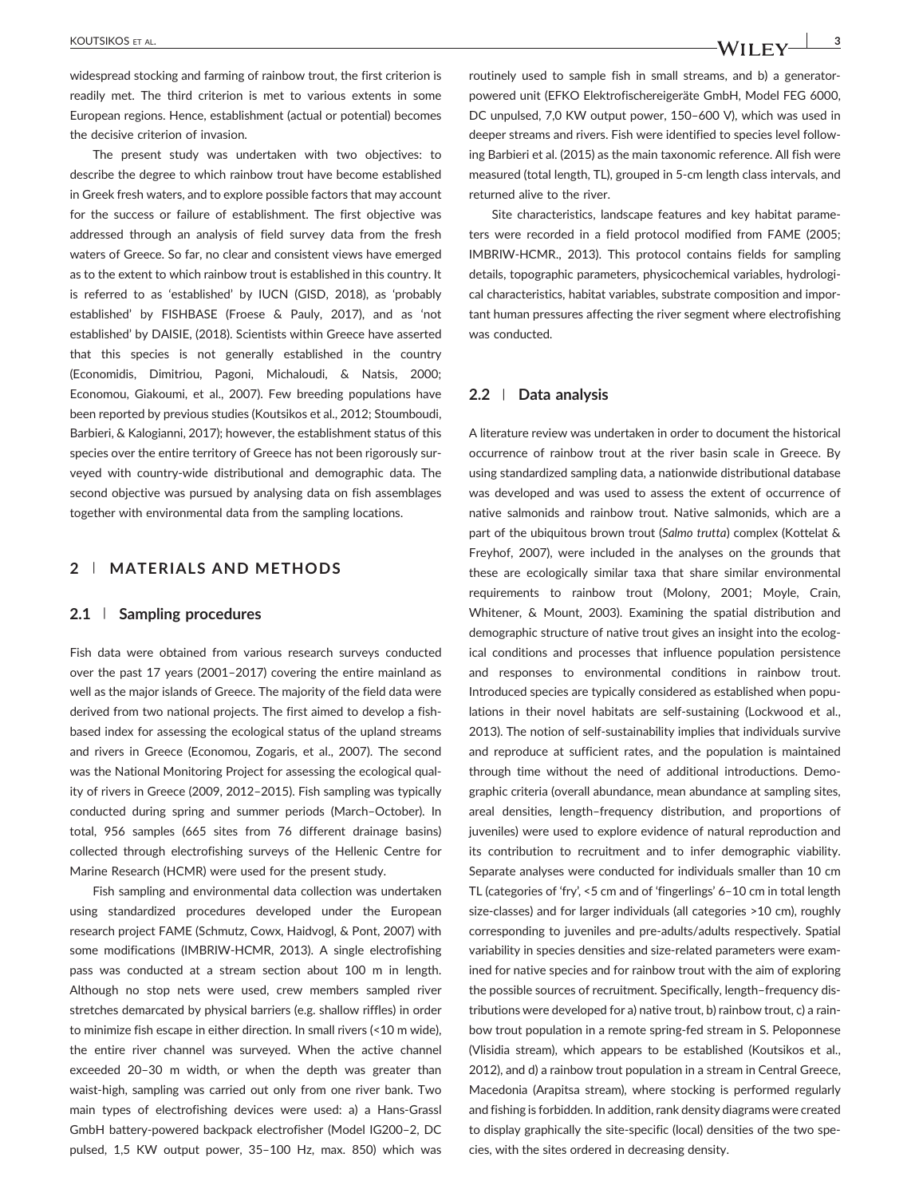widespread stocking and farming of rainbow trout, the first criterion is readily met. The third criterion is met to various extents in some European regions. Hence, establishment (actual or potential) becomes the decisive criterion of invasion.

The present study was undertaken with two objectives: to describe the degree to which rainbow trout have become established in Greek fresh waters, and to explore possible factors that may account for the success or failure of establishment. The first objective was addressed through an analysis of field survey data from the fresh waters of Greece. So far, no clear and consistent views have emerged as to the extent to which rainbow trout is established in this country. It is referred to as 'established' by IUCN (GISD, 2018), as 'probably established' by FISHBASE (Froese & Pauly, 2017), and as 'not established' by DAISIE, (2018). Scientists within Greece have asserted that this species is not generally established in the country (Economidis, Dimitriou, Pagoni, Michaloudi, & Natsis, 2000; Economou, Giakoumi, et al., 2007). Few breeding populations have been reported by previous studies (Koutsikos et al., 2012; Stoumboudi, Barbieri, & Kalogianni, 2017); however, the establishment status of this species over the entire territory of Greece has not been rigorously surveyed with country-wide distributional and demographic data. The second objective was pursued by analysing data on fish assemblages together with environmental data from the sampling locations.

## 2 | MATERIALS AND METHODS

### 2.1 | Sampling procedures

Fish data were obtained from various research surveys conducted over the past 17 years (2001–2017) covering the entire mainland as well as the major islands of Greece. The majority of the field data were derived from two national projects. The first aimed to develop a fish-based index for assessing the ecological status of the upland streams and rivers in Greece (Economou, Zogaris, et al., 2007). The second was the National Monitoring Project for assessing the ecological quality of rivers in Greece (2009, 2012–2015). Fish sampling was typically conducted during spring and summer periods (March–October). In total, 956 samples (665 sites from 76 different drainage basins) collected through electrofishing surveys of the Hellenic Centre for Marine Research (HCMR) were used for the present study.

Fish sampling and environmental data collection was undertaken using standardized procedures developed under the European research project FAME (Schmutz, Cowx, Haidvogl, & Pont, 2007) with some modifications (IMBRIW-HCMR, 2013). A single electrofishing pass was conducted at a stream section about 100 m in length. Although no stop nets were used, crew members sampled river stretches demarcated by physical barriers (e.g. shallow riffles) in order to minimize fish escape in either direction. In small rivers (<10 m wide), the entire river channel was surveyed. When the active channel exceeded 20–30 m width, or when the depth was greater than waist-high, sampling was carried out only from one river bank. Two main types of electrofishing devices were used: a) a Hans-Grassl GmbH battery-powered backpack electrofisher (Model IG200–2, DC pulsed, 1,5 KW output power, 35–100 Hz, max. 850) which was routinely used to sample fish in small streams, and b) a generator-powered unit (EFKO Elektrofischereigeräte GmbH, Model FEG 6000, DC unpulsed, 7,0 KW output power, 150–600 V), which was used in deeper streams and rivers. Fish were identified to species level following Barbieri et al. (2015) as the main taxonomic reference. All fish were measured (total length, TL), grouped in 5-cm length class intervals, and returned alive to the river.

Site characteristics, landscape features and key habitat parameters were recorded in a field protocol modified from FAME (2005; IMBRIW-HCMR., 2013). This protocol contains fields for sampling details, topographic parameters, physicochemical variables, hydrological characteristics, habitat variables, substrate composition and important human pressures affecting the river segment where electrofishing was conducted.

### 2.2 | Data analysis

A literature review was undertaken in order to document the historical occurrence of rainbow trout at the river basin scale in Greece. By using standardized sampling data, a nationwide distributional database was developed and was used to assess the extent of occurrence of native salmonids and rainbow trout. Native salmonids, which are a part of the ubiquitous brown trout (*Salmo trutta*) complex (Kottelat & Freyhof, 2007), were included in the analyses on the grounds that these are ecologically similar taxa that share similar environmental requirements to rainbow trout (Molony, 2001; Moyle, Crain, Whitener, & Mount, 2003). Examining the spatial distribution and demographic structure of native trout gives an insight into the ecological conditions and processes that influence population persistence and responses to environmental conditions in rainbow trout. Introduced species are typically considered as established when populations in their novel habitats are self-sustaining (Lockwood et al., 2013). The notion of self-sustainability implies that individuals survive and reproduce at sufficient rates, and the population is maintained through time without the need of additional introductions. Demographic criteria (overall abundance, mean abundance at sampling sites, areal densities, length–frequency distribution, and proportions of juveniles) were used to explore evidence of natural reproduction and its contribution to recruitment and to infer demographic viability. Separate analyses were conducted for individuals smaller than 10 cm TL (categories of 'fry', <5 cm and of 'fingerlings' 6–10 cm in total length size-classes) and for larger individuals (all categories >10 cm), roughly corresponding to juveniles and pre-adults/adults respectively. Spatial variability in species densities and size-related parameters were examined for native species and for rainbow trout with the aim of exploring the possible sources of recruitment. Specifically, length–frequency distributions were developed for a) native trout, b) rainbow trout, c) a rainbow trout population in a remote spring-fed stream in S. Peloponnese (Vlisidia stream), which appears to be established (Koutsikos et al., 2012), and d) a rainbow trout population in a stream in Central Greece, Macedonia (Arapitsa stream), where stocking is performed regularly and fishing is forbidden. In addition, rank density diagrams were created to display graphically the site-specific (local) densities of the two species, with the sites ordered in decreasing density.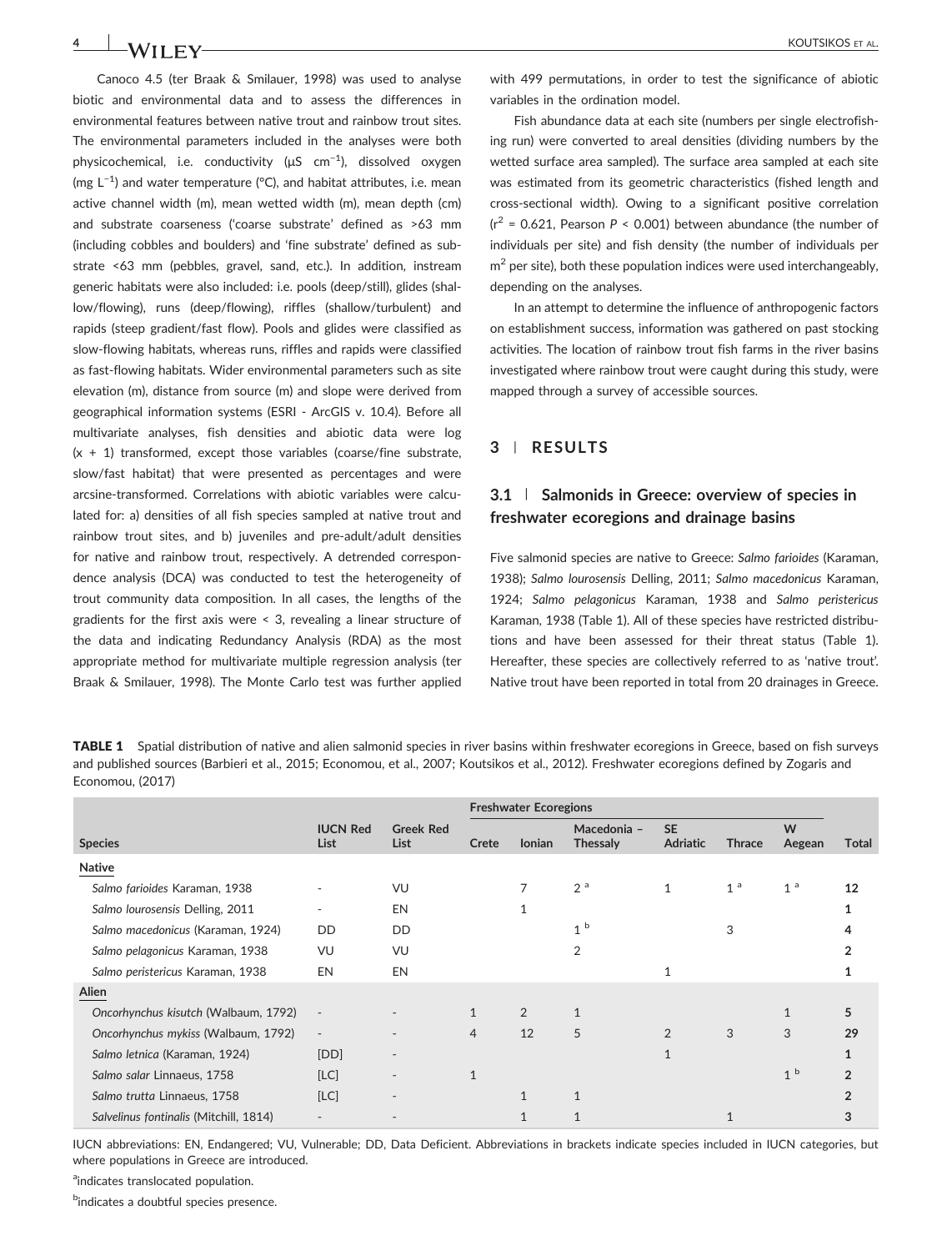Canoco 4.5 (ter Braak & Smilauer, 1998) was used to analyse biotic and environmental data and to assess the differences in environmental features between native trout and rainbow trout sites. The environmental parameters included in the analyses were both physicochemical, i.e. conductivity (μS cm$^{-1}$), dissolved oxygen (mg L$^{-1}$) and water temperature (°C), and habitat attributes, i.e. mean active channel width (m), mean wetted width (m), mean depth (cm) and substrate coarseness ('coarse substrate' defined as >63 mm (including cobbles and boulders) and 'fine substrate' defined as substrate <63 mm (pebbles, gravel, sand, etc.). In addition, instream generic habitats were also included: i.e. pools (deep/still), glides (shallow/flowing), runs (deep/flowing), riffles (shallow/turbulent) and rapids (steep gradient/fast flow). Pools and glides were classified as slow-flowing habitats, whereas runs, riffles and rapids were classified as fast-flowing habitats. Wider environmental parameters such as site elevation (m), distance from source (m) and slope were derived from geographical information systems (ESRI - ArcGIS v. 10.4). Before all multivariate analyses, fish densities and abiotic data were log (x + 1) transformed, except those variables (coarse/fine substrate, slow/fast habitat) that were presented as percentages and were arcsine-transformed. Correlations with abiotic variables were calculated for: a) densities of all fish species sampled at native trout and rainbow trout sites, and b) juveniles and pre-adult/adult densities for native and rainbow trout, respectively. A detrended correspondence analysis (DCA) was conducted to test the heterogeneity of trout community data composition. In all cases, the lengths of the gradients for the first axis were < 3, revealing a linear structure of the data and indicating Redundancy Analysis (RDA) as the most appropriate method for multivariate multiple regression analysis (ter Braak & Smilauer, 1998). The Monte Carlo test was further applied with 499 permutations, in order to test the significance of abiotic variables in the ordination model.

Fish abundance data at each site (numbers per single electrofishing run) were converted to areal densities (dividing numbers by the wetted surface area sampled). The surface area sampled at each site was estimated from its geometric characteristics (fished length and cross-sectional width). Owing to a significant positive correlation ($r^2$ = 0.621, Pearson $P$ < 0.001) between abundance (the number of individuals per site) and fish density (the number of individuals per m$^2$ per site), both these population indices were used interchangeably, depending on the analyses.

In an attempt to determine the influence of anthropogenic factors on establishment success, information was gathered on past stocking activities. The location of rainbow trout fish farms in the river basins investigated where rainbow trout were caught during this study, were mapped through a survey of accessible sources.

## 3 | RESULTS

### 3.1 | Salmonids in Greece: overview of species in freshwater ecoregions and drainage basins

Five salmonid species are native to Greece: *Salmo farioides* (Karaman, 1938); *Salmo lourosensis* Delling, 2011; *Salmo macedonicus* Karaman, 1924; *Salmo pelagonicus* Karaman, 1938 and *Salmo peristericus* Karaman, 1938 (Table 1). All of these species have restricted distributions and have been assessed for their threat status (Table 1). Hereafter, these species are collectively referred to as 'native trout'. Native trout have been reported in total from 20 drainages in Greece.

**TABLE 1** Spatial distribution of native and alien salmonid species in river basins within freshwater ecoregions in Greece, based on fish surveys and published sources (Barbieri et al., 2015; Economou, et al., 2007; Koutsikos et al., 2012). Freshwater ecoregions defined by Zogaris and Economou, (2017)

| | | | Freshwater Ecoregions | | | | | | |
|---|---|---|---|---|---|---|---|---|---|
| Species | IUCN Red List | Greek Red List | Crete | Ionian | Macedonia – Thessaly | SE Adriatic | Thrace | W Aegean | Total |
| **Native** | | | | | | | | | |
| *Salmo farioides* Karaman, 1938 | - | VU | | 7 | 2 [a] | 1 | 1 [a] | 1 [a] | **12** |
| *Salmo lourosensis* Delling, 2011 | - | EN | | 1 | | | | | **1** |
| *Salmo macedonicus* (Karaman, 1924) | DD | DD | | | 1 [b] | | 3 | | **4** |
| *Salmo pelagonicus* Karaman, 1938 | VU | VU | | | 2 | | | | **2** |
| *Salmo peristericus* Karaman, 1938 | EN | EN | | | | 1 | | | **1** |
| **Alien** | | | | | | | | | |
| *Oncorhynchus kisutch* (Walbaum, 1792) | - | - | 1 | 2 | 1 | | | 1 | **5** |
| *Oncorhynchus mykiss* (Walbaum, 1792) | - | - | 4 | 12 | 5 | 2 | 3 | 3 | **29** |
| *Salmo letnica* (Karaman, 1924) | [DD] | - | | | | 1 | | | **1** |
| *Salmo salar* Linnaeus, 1758 | [LC] | - | 1 | | | | | 1 [b] | **2** |
| *Salmo trutta* Linnaeus, 1758 | [LC] | - | | 1 | 1 | | | | **2** |
| *Salvelinus fontinalis* (Mitchill, 1814) | - | - | | 1 | 1 | | 1 | | **3** |

IUCN abbreviations: EN, Endangered; VU, Vulnerable; DD, Data Deficient. Abbreviations in brackets indicate species included in IUCN categories, but where populations in Greece are introduced.

[a]indicates translocated population.

[b]indicates a doubtful species presence.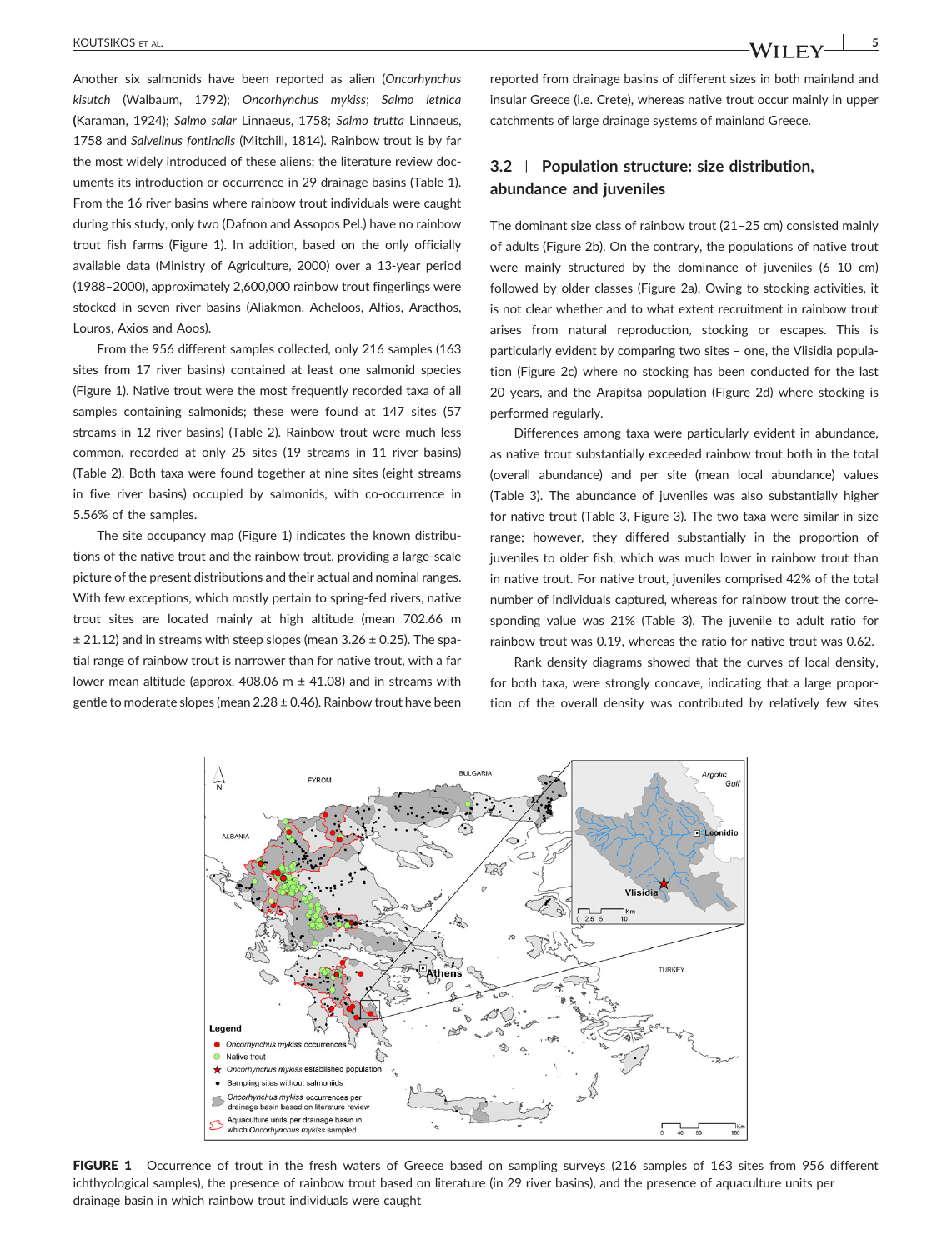Another six salmonids have been reported as alien (*Oncorhynchus kisutch* (Walbaum, 1792); *Oncorhynchus mykiss*; *Salmo letnica* (Karaman, 1924); *Salmo salar* Linnaeus, 1758; *Salmo trutta* Linnaeus, 1758 and *Salvelinus fontinalis* (Mitchill, 1814). Rainbow trout is by far the most widely introduced of these aliens; the literature review documents its introduction or occurrence in 29 drainage basins (Table 1). From the 16 river basins where rainbow trout individuals were caught during this study, only two (Dafnon and Assopos Pel.) have no rainbow trout fish farms (Figure 1). In addition, based on the only officially available data (Ministry of Agriculture, 2000) over a 13-year period (1988–2000), approximately 2,600,000 rainbow trout fingerlings were stocked in seven river basins (Aliakmon, Acheloos, Alfios, Aracthos, Louros, Axios and Aoos).

From the 956 different samples collected, only 216 samples (163 sites from 17 river basins) contained at least one salmonid species (Figure 1). Native trout were the most frequently recorded taxa of all samples containing salmonids; these were found at 147 sites (57 streams in 12 river basins) (Table 2). Rainbow trout were much less common, recorded at only 25 sites (19 streams in 11 river basins) (Table 2). Both taxa were found together at nine sites (eight streams in five river basins) occupied by salmonids, with co-occurrence in 5.56% of the samples.

The site occupancy map (Figure 1) indicates the known distributions of the native trout and the rainbow trout, providing a large-scale picture of the present distributions and their actual and nominal ranges. With few exceptions, which mostly pertain to spring-fed rivers, native trout sites are located mainly at high altitude (mean 702.66 m ± 21.12) and in streams with steep slopes (mean 3.26 ± 0.25). The spatial range of rainbow trout is narrower than for native trout, with a far lower mean altitude (approx. 408.06 m ± 41.08) and in streams with gentle to moderate slopes (mean 2.28 ± 0.46). Rainbow trout have been reported from drainage basins of different sizes in both mainland and insular Greece (i.e. Crete), whereas native trout occur mainly in upper catchments of large drainage systems of mainland Greece.

## 3.2 | Population structure: size distribution, abundance and juveniles

The dominant size class of rainbow trout (21–25 cm) consisted mainly of adults (Figure 2b). On the contrary, the populations of native trout were mainly structured by the dominance of juveniles (6–10 cm) followed by older classes (Figure 2a). Owing to stocking activities, it is not clear whether and to what extent recruitment in rainbow trout arises from natural reproduction, stocking or escapes. This is particularly evident by comparing two sites – one, the Vlisidia population (Figure 2c) where no stocking has been conducted for the last 20 years, and the Arapitsa population (Figure 2d) where stocking is performed regularly.

Differences among taxa were particularly evident in abundance, as native trout substantially exceeded rainbow trout both in the total (overall abundance) and per site (mean local abundance) values (Table 3). The abundance of juveniles was also substantially higher for native trout (Table 3, Figure 3). The two taxa were similar in size range; however, they differed substantially in the proportion of juveniles to older fish, which was much lower in rainbow trout than in native trout. For native trout, juveniles comprised 42% of the total number of individuals captured, whereas for rainbow trout the corresponding value was 21% (Table 3). The juvenile to adult ratio for rainbow trout was 0.19, whereas the ratio for native trout was 0.62.

Rank density diagrams showed that the curves of local density, for both taxa, were strongly concave, indicating that a large proportion of the overall density was contributed by relatively few sites

**FIGURE 1** Occurrence of trout in the fresh waters of Greece based on sampling surveys (216 samples of 163 sites from 956 different ichthyological samples), the presence of rainbow trout based on literature (in 29 river basins), and the presence of aquaculture units per drainage basin in which rainbow trout individuals were caught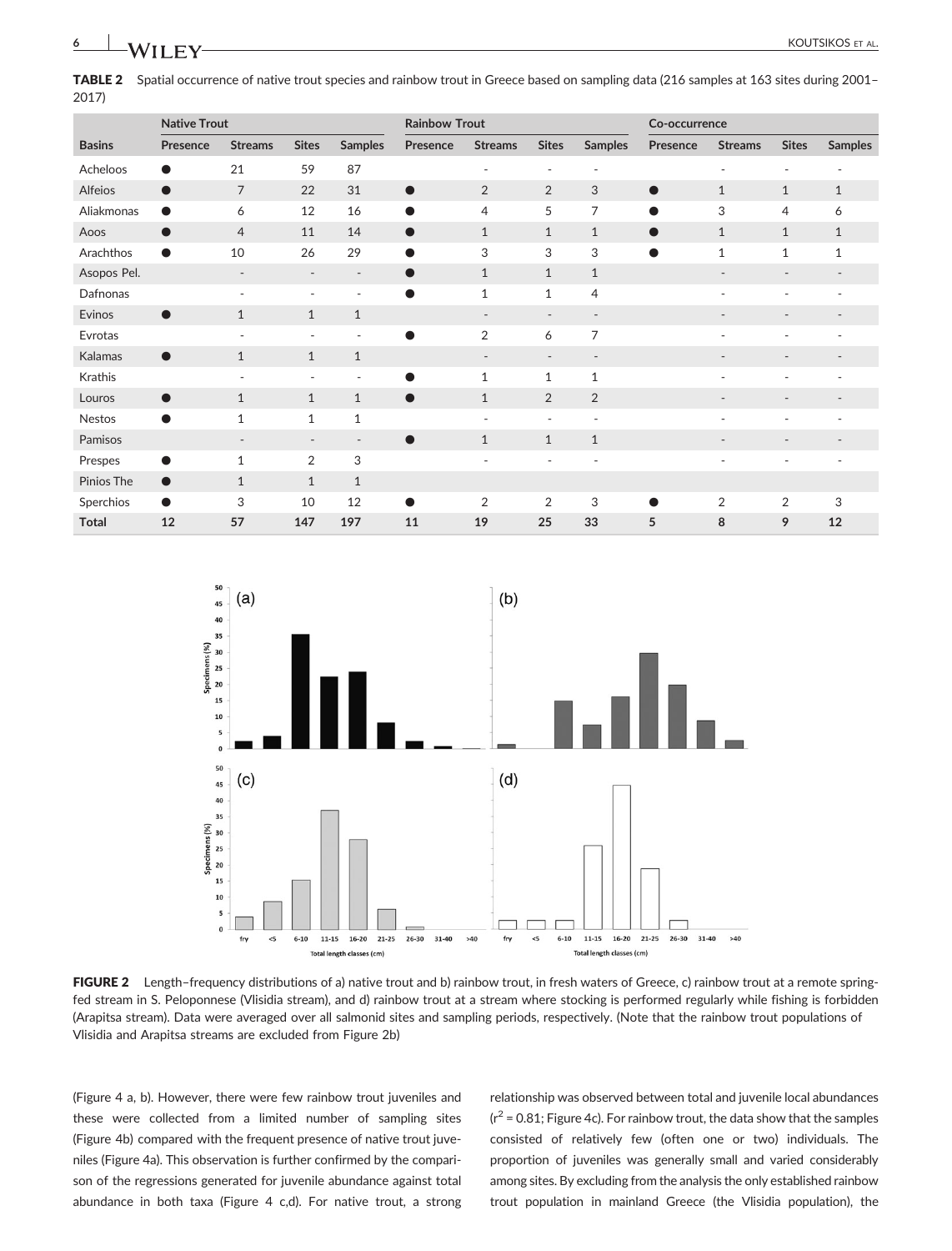**TABLE 2** Spatial occurrence of native trout species and rainbow trout in Greece based on sampling data (216 samples at 163 sites during 2001–2017)

| | Native Trout | | | | Rainbow Trout | | | | Co-occurrence | | | |
|---|---|---|---|---|---|---|---|---|---|---|---|---|
| Basins | Presence | Streams | Sites | Samples | Presence | Streams | Sites | Samples | Presence | Streams | Sites | Samples |
| Acheloos | ● | 21 | 59 | 87 | | - | - | - | | - | - | - |
| Alfeios | ● | 7 | 22 | 31 | ● | 2 | 2 | 3 | ● | 1 | 1 | 1 |
| Aliakmonas | ● | 6 | 12 | 16 | ● | 4 | 5 | 7 | ● | 3 | 4 | 6 |
| Aoos | ● | 4 | 11 | 14 | ● | 1 | 1 | 1 | ● | 1 | 1 | 1 |
| Arachthos | ● | 10 | 26 | 29 | ● | 3 | 3 | 3 | ● | 1 | 1 | 1 |
| Asopos Pel. | | - | - | - | ● | 1 | 1 | 1 | | - | - | - |
| Dafnonas | | - | - | - | ● | 1 | 1 | 4 | | - | - | - |
| Evinos | ● | 1 | 1 | 1 | | - | - | - | | - | - | - |
| Evrotas | | - | - | - | ● | 2 | 6 | 7 | | - | - | - |
| Kalamas | ● | 1 | 1 | 1 | | - | - | - | | - | - | - |
| Krathis | | - | - | - | ● | 1 | 1 | 1 | | - | - | - |
| Louros | ● | 1 | 1 | 1 | ● | 1 | 2 | 2 | | - | - | - |
| Nestos | ● | 1 | 1 | 1 | | - | - | - | | - | - | - |
| Pamisos | | - | - | - | ● | 1 | 1 | 1 | | - | - | - |
| Prespes | ● | 1 | 2 | 3 | | - | - | - | | - | - | - |
| Pinios The | ● | 1 | 1 | 1 | | | | | | | | |
| Sperchios | ● | 3 | 10 | 12 | ● | 2 | 2 | 3 | ● | 2 | 2 | 3 |
| **Total** | **12** | **57** | **147** | **197** | **11** | **19** | **25** | **33** | **5** | **8** | **9** | **12** |

**FIGURE 2** Length–frequency distributions of a) native trout and b) rainbow trout, in fresh waters of Greece, c) rainbow trout at a remote spring-fed stream in S. Peloponnese (Vlisidia stream), and d) rainbow trout at a stream where stocking is performed regularly while fishing is forbidden (Arapitsa stream). Data were averaged over all salmonid sites and sampling periods, respectively. (Note that the rainbow trout populations of Vlisidia and Arapitsa streams are excluded from Figure 2b)

(Figure 4 a, b). However, there were few rainbow trout juveniles and these were collected from a limited number of sampling sites (Figure 4b) compared with the frequent presence of native trout juveniles (Figure 4a). This observation is further confirmed by the comparison of the regressions generated for juvenile abundance against total abundance in both taxa (Figure 4 c,d). For native trout, a strong relationship was observed between total and juvenile local abundances ($r^2 = 0.81$; Figure 4c). For rainbow trout, the data show that the samples consisted of relatively few (often one or two) individuals. The proportion of juveniles was generally small and varied considerably among sites. By excluding from the analysis the only established rainbow trout population in mainland Greece (the Vlisidia population), the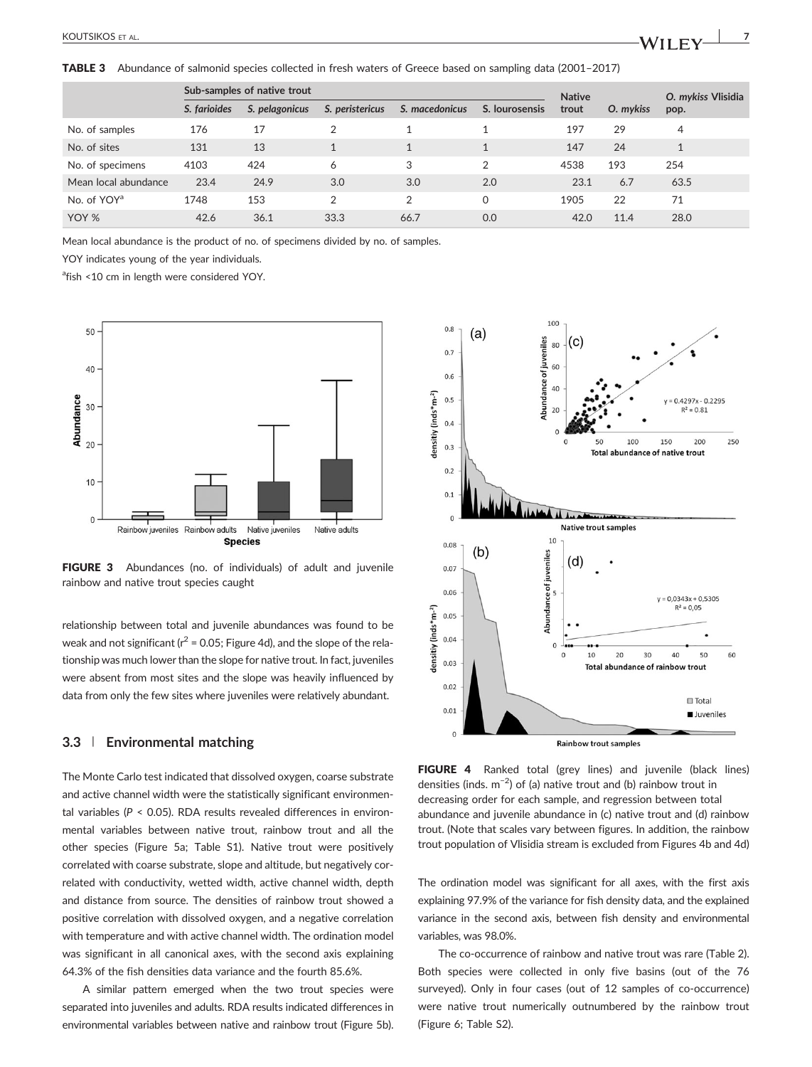**TABLE 3** Abundance of salmonid species collected in fresh waters of Greece based on sampling data (2001–2017)

| | Sub-samples of native trout | | | | | Native trout | *O. mykiss* | *O. mykiss* Vlisidia pop. |
|---|---|---|---|---|---|---|---|---|
| | *S. farioides* | *S. pelagonicus* | *S. peristericus* | *S. macedonicus* | S. lourosensis | | | |
| No. of samples | 176 | 17 | 2 | 1 | 1 | 197 | 29 | 4 |
| No. of sites | 131 | 13 | 1 | 1 | 1 | 147 | 24 | 1 |
| No. of specimens | 4103 | 424 | 6 | 3 | 2 | 4538 | 193 | 254 |
| Mean local abundance | 23.4 | 24.9 | 3.0 | 3.0 | 2.0 | 23.1 | 6.7 | 63.5 |
| No. of YOY[a] | 1748 | 153 | 2 | 2 | 0 | 1905 | 22 | 71 |
| YOY % | 42.6 | 36.1 | 33.3 | 66.7 | 0.0 | 42.0 | 11.4 | 28.0 |

Mean local abundance is the product of no. of specimens divided by no. of samples.

YOY indicates young of the year individuals.

[a]fish <10 cm in length were considered YOY.

**FIGURE 3** Abundances (no. of individuals) of adult and juvenile rainbow and native trout species caught

relationship between total and juvenile abundances was found to be weak and not significant ($r^2 = 0.05$; Figure 4d), and the slope of the relationship was much lower than the slope for native trout. In fact, juveniles were absent from most sites and the slope was heavily influenced by data from only the few sites where juveniles were relatively abundant.

### 3.3 | Environmental matching

The Monte Carlo test indicated that dissolved oxygen, coarse substrate and active channel width were the statistically significant environmental variables ($P < 0.05$). RDA results revealed differences in environmental variables between native trout, rainbow trout and all the other species (Figure 5a; Table S1). Native trout were positively correlated with coarse substrate, slope and altitude, but negatively correlated with conductivity, wetted width, active channel width, depth and distance from source. The densities of rainbow trout showed a positive correlation with dissolved oxygen, and a negative correlation with temperature and with active channel width. The ordination model was significant in all canonical axes, with the second axis explaining 64.3% of the fish densities data variance and the fourth 85.6%.

A similar pattern emerged when the two trout species were separated into juveniles and adults. RDA results indicated differences in environmental variables between native and rainbow trout (Figure 5b).

**FIGURE 4** Ranked total (grey lines) and juvenile (black lines) densities (inds. $m^{-2}$) of (a) native trout and (b) rainbow trout in decreasing order for each sample, and regression between total abundance and juvenile abundance in (c) native trout and (d) rainbow trout. (Note that scales vary between figures. In addition, the rainbow trout population of Vlisidia stream is excluded from Figures 4b and 4d)

The ordination model was significant for all axes, with the first axis explaining 97.9% of the variance for fish density data, and the explained variance in the second axis, between fish density and environmental variables, was 98.0%.

The co-occurrence of rainbow and native trout was rare (Table 2). Both species were collected in only five basins (out of the 76 surveyed). Only in four cases (out of 12 samples of co-occurrence) were native trout numerically outnumbered by the rainbow trout (Figure 6; Table S2).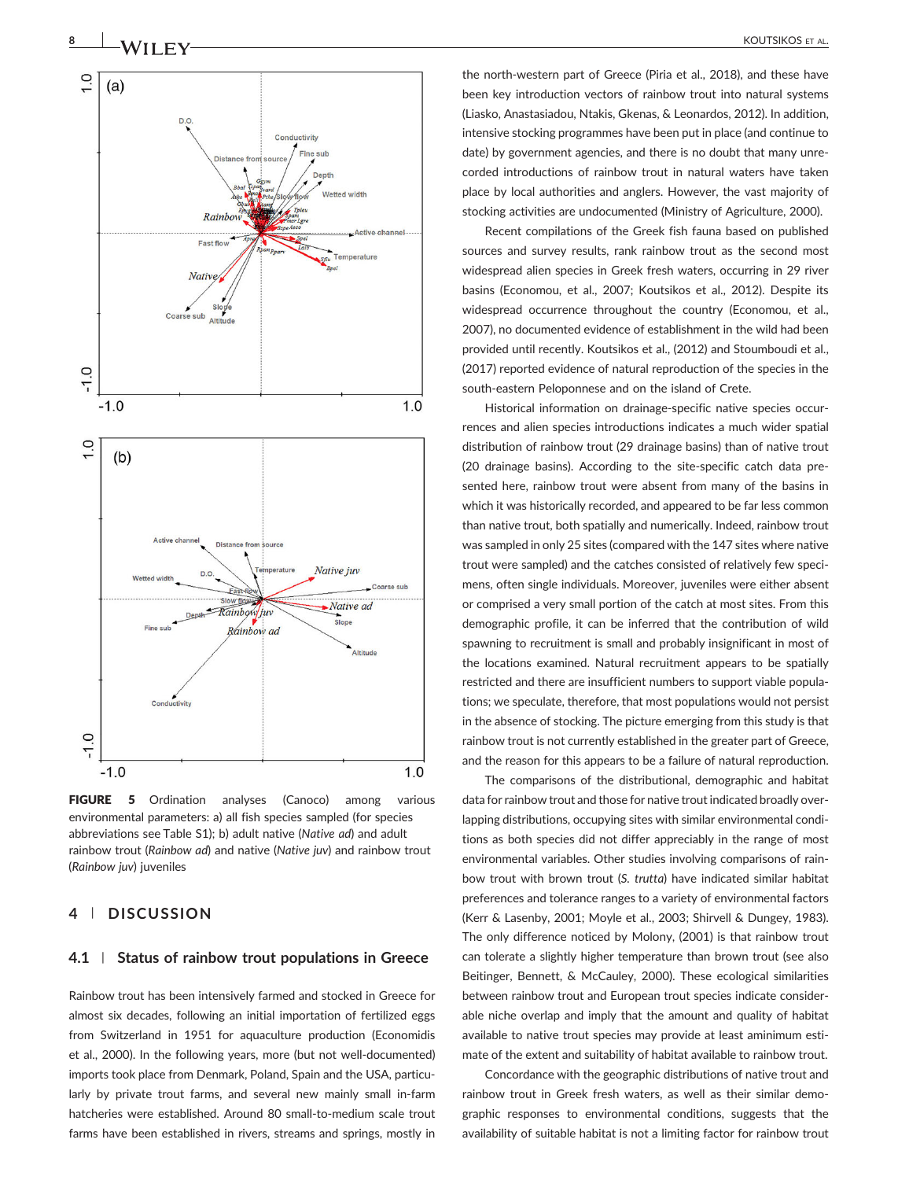**FIGURE 5** Ordination analyses (Canoco) among various environmental parameters: a) all fish species sampled (for species abbreviations see Table S1); b) adult native (*Native ad*) and adult rainbow trout (*Rainbow ad*) and native (*Native juv*) and rainbow trout (*Rainbow juv*) juveniles

## 4 | DISCUSSION

### 4.1 | Status of rainbow trout populations in Greece

Rainbow trout has been intensively farmed and stocked in Greece for almost six decades, following an initial importation of fertilized eggs from Switzerland in 1951 for aquaculture production (Economidis et al., 2000). In the following years, more (but not well-documented) imports took place from Denmark, Poland, Spain and the USA, particularly by private trout farms, and several new mainly small in-farm hatcheries were established. Around 80 small-to-medium scale trout farms have been established in rivers, streams and springs, mostly in the north-western part of Greece (Piria et al., 2018), and these have been key introduction vectors of rainbow trout into natural systems (Liasko, Anastasiadou, Ntakis, Gkenas, & Leonardos, 2012). In addition, intensive stocking programmes have been put in place (and continue to date) by government agencies, and there is no doubt that many unrecorded introductions of rainbow trout in natural waters have taken place by local authorities and anglers. However, the vast majority of stocking activities are undocumented (Ministry of Agriculture, 2000).

Recent compilations of the Greek fish fauna based on published sources and survey results, rank rainbow trout as the second most widespread alien species in Greek fresh waters, occurring in 29 river basins (Economou, et al., 2007; Koutsikos et al., 2012). Despite its widespread occurrence throughout the country (Economou, et al., 2007), no documented evidence of establishment in the wild had been provided until recently. Koutsikos et al., (2012) and Stoumboudi et al., (2017) reported evidence of natural reproduction of the species in the south-eastern Peloponnese and on the island of Crete.

Historical information on drainage-specific native species occurrences and alien species introductions indicates a much wider spatial distribution of rainbow trout (29 drainage basins) than of native trout (20 drainage basins). According to the site-specific catch data presented here, rainbow trout were absent from many of the basins in which it was historically recorded, and appeared to be far less common than native trout, both spatially and numerically. Indeed, rainbow trout was sampled in only 25 sites (compared with the 147 sites where native trout were sampled) and the catches consisted of relatively few specimens, often single individuals. Moreover, juveniles were either absent or comprised a very small portion of the catch at most sites. From this demographic profile, it can be inferred that the contribution of wild spawning to recruitment is small and probably insignificant in most of the locations examined. Natural recruitment appears to be spatially restricted and there are insufficient numbers to support viable populations; we speculate, therefore, that most populations would not persist in the absence of stocking. The picture emerging from this study is that rainbow trout is not currently established in the greater part of Greece, and the reason for this appears to be a failure of natural reproduction.

The comparisons of the distributional, demographic and habitat data for rainbow trout and those for native trout indicated broadly overlapping distributions, occupying sites with similar environmental conditions as both species did not differ appreciably in the range of most environmental variables. Other studies involving comparisons of rainbow trout with brown trout (*S. trutta*) have indicated similar habitat preferences and tolerance ranges to a variety of environmental factors (Kerr & Lasenby, 2001; Moyle et al., 2003; Shirvell & Dungey, 1983). The only difference noticed by Molony, (2001) is that rainbow trout can tolerate a slightly higher temperature than brown trout (see also Beitinger, Bennett, & McCauley, 2000). These ecological similarities between rainbow trout and European trout species indicate considerable niche overlap and imply that the amount and quality of habitat available to native trout species may provide at least aminimum estimate of the extent and suitability of habitat available to rainbow trout.

Concordance with the geographic distributions of native trout and rainbow trout in Greek fresh waters, as well as their similar demographic responses to environmental conditions, suggests that the availability of suitable habitat is not a limiting factor for rainbow trout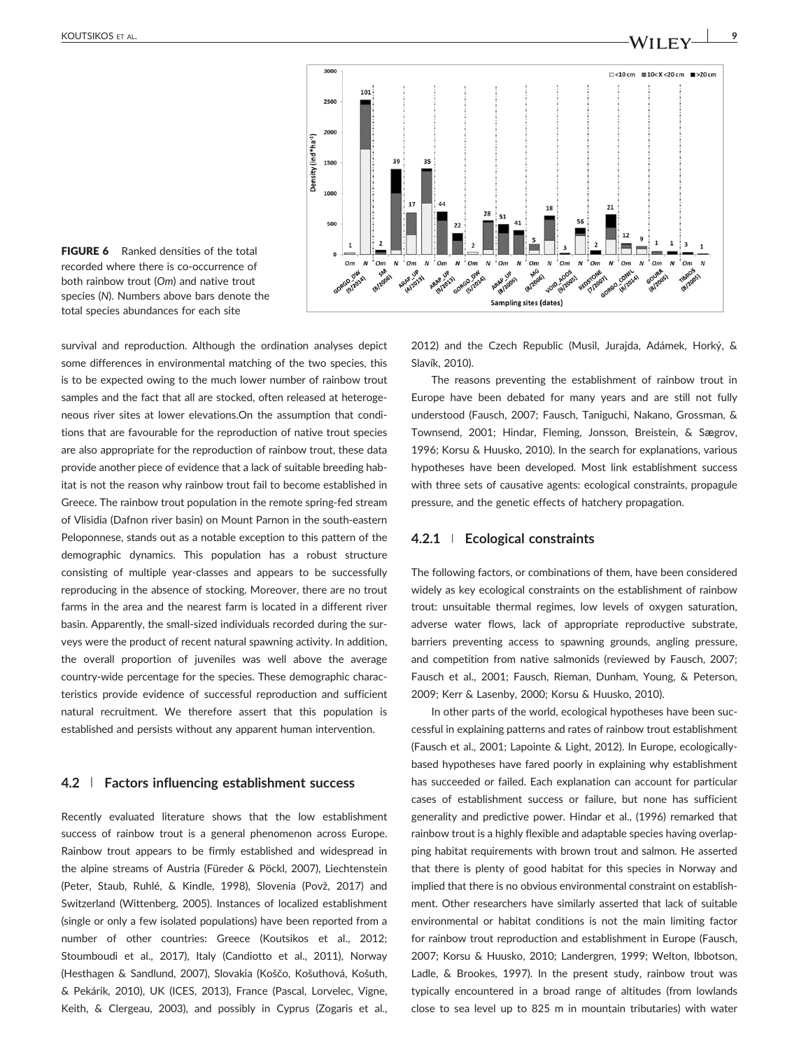**FIGURE 6** Ranked densities of the total recorded where there is co-occurrence of both rainbow trout (*Om*) and native trout species (*N*). Numbers above bars denote the total species abundances for each site

survival and reproduction. Although the ordination analyses depict some differences in environmental matching of the two species, this is to be expected owing to the much lower number of rainbow trout samples and the fact that all are stocked, often released at heterogeneous river sites at lower elevations.On the assumption that conditions that are favourable for the reproduction of native trout species are also appropriate for the reproduction of rainbow trout, these data provide another piece of evidence that a lack of suitable breeding habitat is not the reason why rainbow trout fail to become established in Greece. The rainbow trout population in the remote spring-fed stream of Vlisidia (Dafnon river basin) on Mount Parnon in the south-eastern Peloponnese, stands out as a notable exception to this pattern of the demographic dynamics. This population has a robust structure consisting of multiple year-classes and appears to be successfully reproducing in the absence of stocking. Moreover, there are no trout farms in the area and the nearest farm is located in a different river basin. Apparently, the small-sized individuals recorded during the surveys were the product of recent natural spawning activity. In addition, the overall proportion of juveniles was well above the average country-wide percentage for the species. These demographic characteristics provide evidence of successful reproduction and sufficient natural recruitment. We therefore assert that this population is established and persists without any apparent human intervention.

## 4.2 | Factors influencing establishment success

Recently evaluated literature shows that the low establishment success of rainbow trout is a general phenomenon across Europe. Rainbow trout appears to be firmly established and widespread in the alpine streams of Austria (Füreder & Pöckl, 2007), Liechtenstein (Peter, Staub, Ruhlé, & Kindle, 1998), Slovenia (Povž, 2017) and Switzerland (Wittenberg, 2005). Instances of localized establishment (single or only a few isolated populations) have been reported from a number of other countries: Greece (Koutsikos et al., 2012; Stoumboudi et al., 2017), Italy (Candiotto et al., 2011), Norway (Hesthagen & Sandlund, 2007), Slovakia (Koščo, Košuthová, Košuth, & Pekárik, 2010), UK (ICES, 2013), France (Pascal, Lorvelec, Vigne, Keith, & Clergeau, 2003), and possibly in Cyprus (Zogaris et al., 2012) and the Czech Republic (Musil, Jurajda, Adámek, Horký, & Slavík, 2010).

The reasons preventing the establishment of rainbow trout in Europe have been debated for many years and are still not fully understood (Fausch, 2007; Fausch, Taniguchi, Nakano, Grossman, & Townsend, 2001; Hindar, Fleming, Jonsson, Breistein, & Sægrov, 1996; Korsu & Huusko, 2010). In the search for explanations, various hypotheses have been developed. Most link establishment success with three sets of causative agents: ecological constraints, propagule pressure, and the genetic effects of hatchery propagation.

### 4.2.1 | Ecological constraints

The following factors, or combinations of them, have been considered widely as key ecological constraints on the establishment of rainbow trout: unsuitable thermal regimes, low levels of oxygen saturation, adverse water flows, lack of appropriate reproductive substrate, barriers preventing access to spawning grounds, angling pressure, and competition from native salmonids (reviewed by Fausch, 2007; Fausch et al., 2001; Fausch, Rieman, Dunham, Young, & Peterson, 2009; Kerr & Lasenby, 2000; Korsu & Huusko, 2010).

In other parts of the world, ecological hypotheses have been successful in explaining patterns and rates of rainbow trout establishment (Fausch et al., 2001; Lapointe & Light, 2012). In Europe, ecologically-based hypotheses have fared poorly in explaining why establishment has succeeded or failed. Each explanation can account for particular cases of establishment success or failure, but none has sufficient generality and predictive power. Hindar et al., (1996) remarked that rainbow trout is a highly flexible and adaptable species having overlapping habitat requirements with brown trout and salmon. He asserted that there is plenty of good habitat for this species in Norway and implied that there is no obvious environmental constraint on establishment. Other researchers have similarly asserted that lack of suitable environmental or habitat conditions is not the main limiting factor for rainbow trout reproduction and establishment in Europe (Fausch, 2007; Korsu & Huusko, 2010; Landergren, 1999; Welton, Ibbotson, Ladle, & Brookes, 1997). In the present study, rainbow trout was typically encountered in a broad range of altitudes (from lowlands close to sea level up to 825 m in mountain tributaries) with water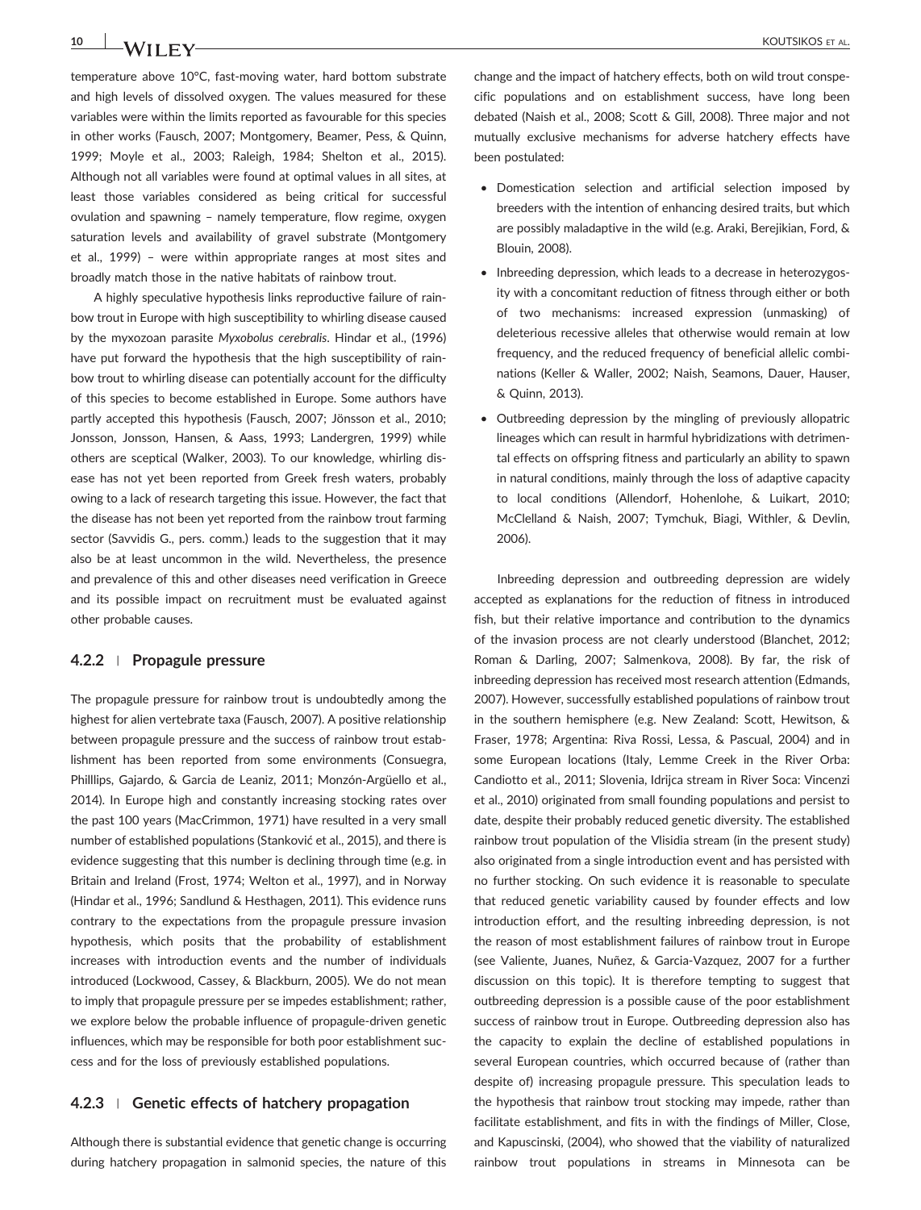temperature above 10°C, fast-moving water, hard bottom substrate and high levels of dissolved oxygen. The values measured for these variables were within the limits reported as favourable for this species in other works (Fausch, 2007; Montgomery, Beamer, Pess, & Quinn, 1999; Moyle et al., 2003; Raleigh, 1984; Shelton et al., 2015). Although not all variables were found at optimal values in all sites, at least those variables considered as being critical for successful ovulation and spawning – namely temperature, flow regime, oxygen saturation levels and availability of gravel substrate (Montgomery et al., 1999) – were within appropriate ranges at most sites and broadly match those in the native habitats of rainbow trout.

A highly speculative hypothesis links reproductive failure of rainbow trout in Europe with high susceptibility to whirling disease caused by the myxozoan parasite *Myxobolus cerebralis*. Hindar et al., (1996) have put forward the hypothesis that the high susceptibility of rainbow trout to whirling disease can potentially account for the difficulty of this species to become established in Europe. Some authors have partly accepted this hypothesis (Fausch, 2007; Jönsson et al., 2010; Jonsson, Jonsson, Hansen, & Aass, 1993; Landergren, 1999) while others are sceptical (Walker, 2003). To our knowledge, whirling disease has not yet been reported from Greek fresh waters, probably owing to a lack of research targeting this issue. However, the fact that the disease has not been yet reported from the rainbow trout farming sector (Savvidis G., pers. comm.) leads to the suggestion that it may also be at least uncommon in the wild. Nevertheless, the presence and prevalence of this and other diseases need verification in Greece and its possible impact on recruitment must be evaluated against other probable causes.

### 4.2.2 | Propagule pressure

The propagule pressure for rainbow trout is undoubtedly among the highest for alien vertebrate taxa (Fausch, 2007). A positive relationship between propagule pressure and the success of rainbow trout establishment has been reported from some environments (Consuegra, Philllips, Gajardo, & Garcia de Leaniz, 2011; Monzón-Argüello et al., 2014). In Europe high and constantly increasing stocking rates over the past 100 years (MacCrimmon, 1971) have resulted in a very small number of established populations (Stanković et al., 2015), and there is evidence suggesting that this number is declining through time (e.g. in Britain and Ireland (Frost, 1974; Welton et al., 1997), and in Norway (Hindar et al., 1996; Sandlund & Hesthagen, 2011). This evidence runs contrary to the expectations from the propagule pressure invasion hypothesis, which posits that the probability of establishment increases with introduction events and the number of individuals introduced (Lockwood, Cassey, & Blackburn, 2005). We do not mean to imply that propagule pressure per se impedes establishment; rather, we explore below the probable influence of propagule-driven genetic influences, which may be responsible for both poor establishment success and for the loss of previously established populations.

### 4.2.3 | Genetic effects of hatchery propagation

Although there is substantial evidence that genetic change is occurring during hatchery propagation in salmonid species, the nature of this change and the impact of hatchery effects, both on wild trout conspecific populations and on establishment success, have long been debated (Naish et al., 2008; Scott & Gill, 2008). Three major and not mutually exclusive mechanisms for adverse hatchery effects have been postulated:

- Domestication selection and artificial selection imposed by breeders with the intention of enhancing desired traits, but which are possibly maladaptive in the wild (e.g. Araki, Berejikian, Ford, & Blouin, 2008).
- Inbreeding depression, which leads to a decrease in heterozygosity with a concomitant reduction of fitness through either or both of two mechanisms: increased expression (unmasking) of deleterious recessive alleles that otherwise would remain at low frequency, and the reduced frequency of beneficial allelic combinations (Keller & Waller, 2002; Naish, Seamons, Dauer, Hauser, & Quinn, 2013).
- Outbreeding depression by the mingling of previously allopatric lineages which can result in harmful hybridizations with detrimental effects on offspring fitness and particularly an ability to spawn in natural conditions, mainly through the loss of adaptive capacity to local conditions (Allendorf, Hohenlohe, & Luikart, 2010; McClelland & Naish, 2007; Tymchuk, Biagi, Withler, & Devlin, 2006).

Inbreeding depression and outbreeding depression are widely accepted as explanations for the reduction of fitness in introduced fish, but their relative importance and contribution to the dynamics of the invasion process are not clearly understood (Blanchet, 2012; Roman & Darling, 2007; Salmenkova, 2008). By far, the risk of inbreeding depression has received most research attention (Edmands, 2007). However, successfully established populations of rainbow trout in the southern hemisphere (e.g. New Zealand: Scott, Hewitson, & Fraser, 1978; Argentina: Riva Rossi, Lessa, & Pascual, 2004) and in some European locations (Italy, Lemme Creek in the River Orba: Candiotto et al., 2011; Slovenia, Idrijca stream in River Soca: Vincenzi et al., 2010) originated from small founding populations and persist to date, despite their probably reduced genetic diversity. The established rainbow trout population of the Vlisidia stream (in the present study) also originated from a single introduction event and has persisted with no further stocking. On such evidence it is reasonable to speculate that reduced genetic variability caused by founder effects and low introduction effort, and the resulting inbreeding depression, is not the reason of most establishment failures of rainbow trout in Europe (see Valiente, Juanes, Nuñez, & Garcia-Vazquez, 2007 for a further discussion on this topic). It is therefore tempting to suggest that outbreeding depression is a possible cause of the poor establishment success of rainbow trout in Europe. Outbreeding depression also has the capacity to explain the decline of established populations in several European countries, which occurred because of (rather than despite of) increasing propagule pressure. This speculation leads to the hypothesis that rainbow trout stocking may impede, rather than facilitate establishment, and fits in with the findings of Miller, Close, and Kapuscinski, (2004), who showed that the viability of naturalized rainbow trout populations in streams in Minnesota can be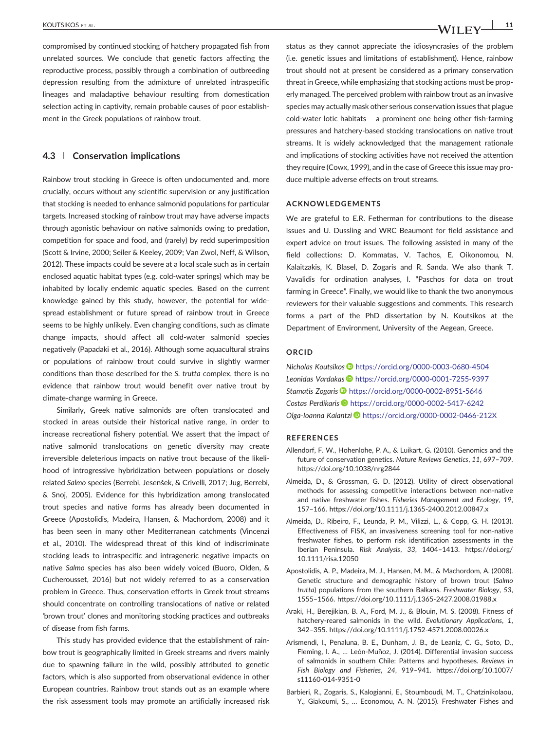compromised by continued stocking of hatchery propagated fish from unrelated sources. We conclude that genetic factors affecting the reproductive process, possibly through a combination of outbreeding depression resulting from the admixture of unrelated intraspecific lineages and maladaptive behaviour resulting from domestication selection acting in captivity, remain probable causes of poor establishment in the Greek populations of rainbow trout.

### 4.3 | Conservation implications

Rainbow trout stocking in Greece is often undocumented and, more crucially, occurs without any scientific supervision or any justification that stocking is needed to enhance salmonid populations for particular targets. Increased stocking of rainbow trout may have adverse impacts through agonistic behaviour on native salmonids owing to predation, competition for space and food, and (rarely) by redd superimposition (Scott & Irvine, 2000; Seiler & Keeley, 2009; Van Zwol, Neff, & Wilson, 2012). These impacts could be severe at a local scale such as in certain enclosed aquatic habitat types (e.g. cold-water springs) which may be inhabited by locally endemic aquatic species. Based on the current knowledge gained by this study, however, the potential for widespread establishment or future spread of rainbow trout in Greece seems to be highly unlikely. Even changing conditions, such as climate change impacts, should affect all cold-water salmonid species negatively (Papadaki et al., 2016). Although some aquacultural strains or populations of rainbow trout could survive in slightly warmer conditions than those described for the *S. trutta* complex, there is no evidence that rainbow trout would benefit over native trout by climate-change warming in Greece.

Similarly, Greek native salmonids are often translocated and stocked in areas outside their historical native range, in order to increase recreational fishery potential. We assert that the impact of native salmonid translocations on genetic diversity may create irreversible deleterious impacts on native trout because of the likelihood of introgressive hybridization between populations or closely related *Salmo* species (Berrebi, Jesenšek, & Crivelli, 2017; Jug, Berrebi, & Snoj, 2005). Evidence for this hybridization among translocated trout species and native forms has already been documented in Greece (Apostolidis, Madeira, Hansen, & Machordom, 2008) and it has been seen in many other Mediterranean catchments (Vincenzi et al., 2010). The widespread threat of this kind of indiscriminate stocking leads to intraspecific and intrageneric negative impacts on native *Salmo* species has also been widely voiced (Buoro, Olden, & Cucherousset, 2016) but not widely referred to as a conservation problem in Greece. Thus, conservation efforts in Greek trout streams should concentrate on controlling translocations of native or related 'brown trout' clones and monitoring stocking practices and outbreaks of disease from fish farms.

This study has provided evidence that the establishment of rainbow trout is geographically limited in Greek streams and rivers mainly due to spawning failure in the wild, possibly attributed to genetic factors, which is also supported from observational evidence in other European countries. Rainbow trout stands out as an example where the risk assessment tools may promote an artificially increased risk status as they cannot appreciate the idiosyncrasies of the problem (i.e. genetic issues and limitations of establishment). Hence, rainbow trout should not at present be considered as a primary conservation threat in Greece, while emphasizing that stocking actions must be properly managed. The perceived problem with rainbow trout as an invasive species may actually mask other serious conservation issues that plague cold-water lotic habitats – a prominent one being other fish-farming pressures and hatchery-based stocking translocations on native trout streams. It is widely acknowledged that the management rationale and implications of stocking activities have not received the attention they require (Cowx, 1999), and in the case of Greece this issue may produce multiple adverse effects on trout streams.

## ACKNOWLEDGEMENTS

We are grateful to E.R. Fetherman for contributions to the disease issues and U. Dussling and WRC Beaumont for field assistance and expert advice on trout issues. The following assisted in many of the field collections: D. Kommatas, V. Tachos, E. Oikonomou, N. Kalaitzakis, K. Blasel, D. Zogaris and R. Sanda. We also thank T. Vavalidis for ordination analyses, I. "Paschos for data on trout farming in Greece". Finally, we would like to thank the two anonymous reviewers for their valuable suggestions and comments. This research forms a part of the PhD dissertation by N. Koutsikos at the Department of Environment, University of the Aegean, Greece.

## ORCID

*Nicholas Koutsikos* https://orcid.org/0000-0003-0680-4504
*Leonidas Vardakas* https://orcid.org/0000-0001-7255-9397
*Stamatis Zogaris* https://orcid.org/0000-0002-8951-5646
*Costas Perdikaris* https://orcid.org/0000-0002-5417-6242
*Olga-Ioanna Kalantzi* https://orcid.org/0000-0002-0466-212X

## REFERENCES

Allendorf, F. W., Hohenlohe, P. A., & Luikart, G. (2010). Genomics and the future of conservation genetics. *Nature Reviews Genetics*, *11*, 697–709. https://doi.org/10.1038/nrg2844

Almeida, D., & Grossman, G. D. (2012). Utility of direct observational methods for assessing competitive interactions between non-native and native freshwater fishes. *Fisheries Management and Ecology*, *19*, 157–166. https://doi.org/10.1111/j.1365-2400.2012.00847.x

Almeida, D., Ribeiro, F., Leunda, P. M., Vilizzi, L., & Copp, G. H. (2013). Effectiveness of FISK, an invasiveness screening tool for non-native freshwater fishes, to perform risk identification assessments in the Iberian Peninsula. *Risk Analysis*, *33*, 1404–1413. https://doi.org/10.1111/risa.12050

Apostolidis, A. P., Madeira, M. J., Hansen, M. M., & Machordom, A. (2008). Genetic structure and demographic history of brown trout (*Salmo trutta*) populations from the southern Balkans. *Freshwater Biology*, *53*, 1555–1566. https://doi.org/10.1111/j.1365-2427.2008.01988.x

Araki, H., Berejikian, B. A., Ford, M. J., & Blouin, M. S. (2008). Fitness of hatchery-reared salmonids in the wild. *Evolutionary Applications*, *1*, 342–355. https://doi.org/10.1111/j.1752-4571.2008.00026.x

Arismendi, I., Penaluna, B. E., Dunham, J. B., de Leaniz, C. G., Soto, D., Fleming, I. A., … León-Muñoz, J. (2014). Differential invasion success of salmonids in southern Chile: Patterns and hypotheses. *Reviews in Fish Biology and Fisheries*, *24*, 919–941. https://doi.org/10.1007/s11160-014-9351-0

Barbieri, R., Zogaris, S., Kalogianni, E., Stoumboudi, M. T., Chatzinikolaou, Y., Giakoumi, S., … Economou, A. N. (2015). Freshwater Fishes and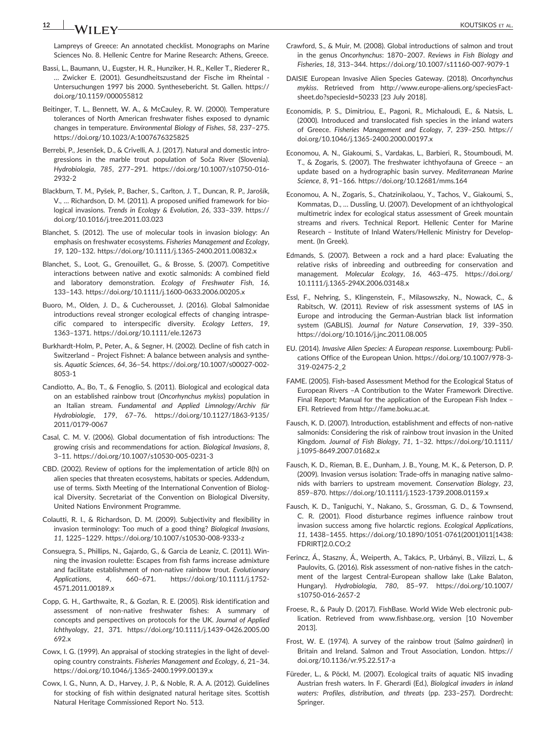Lampreys of Greece: An annotated checklist. Monographs on Marine Sciences No. 8. Hellenic Centre for Marine Research: Athens, Greece.

Bassi, L., Baumann, U., Eugster, H. R., Hunziker, H. R., Keller T., Riederer R., … Zwicker E. (2001). Gesundheitszustand der Fische im Rheintal - Untersuchungen 1997 bis 2000. Synthesebericht. St. Gallen. https://doi.org/10.1159/000055812

Beitinger, T. L., Bennett, W. A., & McCauley, R. W. (2000). Temperature tolerances of North American freshwater fishes exposed to dynamic changes in temperature. *Environmental Biology of Fishes*, *58*, 237–275. https://doi.org/10.1023/A:1007676325825

Berrebi, P., Jesenšek, D., & Crivelli, A. J. (2017). Natural and domestic introgressions in the marble trout population of Soča River (Slovenia). *Hydrobiologia*, *785*, 277–291. https://doi.org/10.1007/s10750-016-2932-2

Blackburn, T. M., Pyšek, P., Bacher, S., Carlton, J. T., Duncan, R. P., Jarošík, V., … Richardson, D. M. (2011). A proposed unified framework for biological invasions. *Trends in Ecology & Evolution*, *26*, 333–339. https://doi.org/10.1016/j.tree.2011.03.023

Blanchet, S. (2012). The use of molecular tools in invasion biology: An emphasis on freshwater ecosystems. *Fisheries Management and Ecology*, *19*, 120–132. https://doi.org/10.1111/j.1365-2400.2011.00832.x

Blanchet, S., Loot, G., Grenouillet, G., & Brosse, S. (2007). Competitive interactions between native and exotic salmonids: A combined field and laboratory demonstration. *Ecology of Freshwater Fish*, *16*, 133–143. https://doi.org/10.1111/j.1600-0633.2006.00205.x

Buoro, M., Olden, J. D., & Cucherousset, J. (2016). Global Salmonidae introductions reveal stronger ecological effects of changing intraspecific compared to interspecific diversity. *Ecology Letters*, *19*, 1363–1371. https://doi.org/10.1111/ele.12673

Burkhardt-Holm, P., Peter, A., & Segner, H. (2002). Decline of fish catch in Switzerland – Project Fishnet: A balance between analysis and synthesis. *Aquatic Sciences*, *64*, 36–54. https://doi.org/10.1007/s00027-002-8053-1

Candiotto, A., Bo, T., & Fenoglio, S. (2011). Biological and ecological data on an established rainbow trout (*Oncorhynchus mykiss*) population in an Italian stream. *Fundamental and Applied Limnology/Archiv für Hydrobiologie*, *179*, 67–76. https://doi.org/10.1127/1863-9135/2011/0179-0067

Casal, C. M. V. (2006). Global documentation of fish introductions: The growing crisis and recommendations for action. *Biological Invasions*, *8*, 3–11. https://doi.org/10.1007/s10530-005-0231-3

CBD. (2002). Review of options for the implementation of article 8(h) on alien species that threaten ecosystems, habitats or species. Addendum, use of terms. Sixth Meeting of the International Convention of Biological Diversity. Secretariat of the Convention on Biological Diversity, United Nations Environment Programme.

Colautti, R. I., & Richardson, D. M. (2009). Subjectivity and flexibility in invasion terminology: Too much of a good thing? *Biological Invasions*, *11*, 1225–1229. https://doi.org/10.1007/s10530-008-9333-z

Consuegra, S., Phillips, N., Gajardo, G., & Garcia de Leaniz, C. (2011). Winning the invasion roulette: Escapes from fish farms increase admixture and facilitate establishment of non-native rainbow trout. *Evolutionary Applications*, *4*, 660–671. https://doi.org/10.1111/j.1752-4571.2011.00189.x

Copp, G. H., Garthwaite, R., & Gozlan, R. E. (2005). Risk identification and assessment of non-native freshwater fishes: A summary of concepts and perspectives on protocols for the UK. *Journal of Applied Ichthyology*, *21*, 371. https://doi.org/10.1111/j.1439-0426.2005.00692.x

Cowx, I. G. (1999). An appraisal of stocking strategies in the light of developing country constraints. *Fisheries Management and Ecology*, *6*, 21–34. https://doi.org/10.1046/j.1365-2400.1999.00139.x

Cowx, I. G., Nunn, A. D., Harvey, J. P., & Noble, R. A. A. (2012). Guidelines for stocking of fish within designated natural heritage sites. Scottish Natural Heritage Commissioned Report No. 513.

Crawford, S., & Muir, M. (2008). Global introductions of salmon and trout in the genus *Oncorhynchus*: 1870–2007. *Reviews in Fish Biology and Fisheries*, *18*, 313–344. https://doi.org/10.1007/s11160-007-9079-1

DAISIE European Invasive Alien Species Gateway. (2018). *Oncorhynchus mykiss*. Retrieved from http://www.europe-aliens.org/speciesFactsheet.do?speciesId=50233 [23 July 2018].

Economidis, P. S., Dimitriou, E., Pagoni, R., Michaloudi, E., & Natsis, L. (2000). Introduced and translocated fish species in the inland waters of Greece. *Fisheries Management and Ecology*, *7*, 239–250. https://doi.org/10.1046/j.1365-2400.2000.00197.x

Economou, A. N., Giakoumi, S., Vardakas, L., Barbieri, R., Stoumboudi, M. T., & Zogaris, S. (2007). The freshwater ichthyofauna of Greece – an update based on a hydrographic basin survey. *Mediterranean Marine Science*, *8*, 91–166. https://doi.org/10.12681/mms.164

Economou, A. N., Zogaris, S., Chatzinikolaou, Y., Tachos, V., Giakoumi, S., Kommatas, D., … Dussling, U. (2007). Development of an ichthyological multimetric index for ecological status assessment of Greek mountain streams and rivers. Technical Report. Hellenic Center for Marine Research – Institute of Inland Waters/Hellenic Ministry for Development. (In Greek).

Edmands, S. (2007). Between a rock and a hard place: Evaluating the relative risks of inbreeding and outbreeding for conservation and management. *Molecular Ecology*, *16*, 463–475. https://doi.org/10.1111/j.1365-294X.2006.03148.x

Essl, F., Nehring, S., Klingenstein, F., Milasowszky, N., Nowack, C., & Rabitsch, W. (2011). Review of risk assessment systems of IAS in Europe and introducing the German-Austrian black list information system (GABLIS). *Journal for Nature Conservation*, *19*, 339–350. https://doi.org/10.1016/j.jnc.2011.08.005

EU. (2014). *Invasive Alien Species: A European response*. Luxembourg: Publications Office of the European Union. https://doi.org/10.1007/978-3-319-02475-2_2

FAME. (2005). Fish-based Assessment Method for the Ecological Status of European Rivers –A Contribution to the Water Framework Directive. Final Report; Manual for the application of the European Fish Index – EFI. Retrieved from http://fame.boku.ac.at.

Fausch, K. D. (2007). Introduction, establishment and effects of non-native salmonids: Considering the risk of rainbow trout invasion in the United Kingdom. *Journal of Fish Biology*, *71*, 1–32. https://doi.org/10.1111/j.1095-8649.2007.01682.x

Fausch, K. D., Rieman, B. E., Dunham, J. B., Young, M. K., & Peterson, D. P. (2009). Invasion versus isolation: Trade-offs in managing native salmonids with barriers to upstream movement. *Conservation Biology*, *23*, 859–870. https://doi.org/10.1111/j.1523-1739.2008.01159.x

Fausch, K. D., Taniguchi, Y., Nakano, S., Grossman, G. D., & Townsend, C. R. (2001). Flood disturbance regimes influence rainbow trout invasion success among five holarctic regions. *Ecological Applications*, *11*, 1438–1455. https://doi.org/10.1890/1051-0761(2001)011[1438:FDRIRT]2.0.CO;2

Ferincz, Á., Staszny, Á., Weiperth, A., Takács, P., Urbányi, B., Vilizzi, L., & Paulovits, G. (2016). Risk assessment of non-native fishes in the catchment of the largest Central-European shallow lake (Lake Balaton, Hungary). *Hydrobiologia*, *780*, 85–97. https://doi.org/10.1007/s10750-016-2657-2

Froese, R., & Pauly D. (2017). FishBase. World Wide Web electronic publication. Retrieved from www.fishbase.org, version [10 November 2013].

Frost, W. E. (1974). A survey of the rainbow trout (*Salmo gairdneri*) in Britain and Ireland. Salmon and Trout Association, London. https://doi.org/10.1136/vr.95.22.517-a

Füreder, L., & Pöckl, M. (2007). Ecological traits of aquatic NIS invading Austrian fresh waters. In F. Gherardi (Ed.), *Biological invaders in inland waters: Profiles, distribution, and threats* (pp. 233–257). Dordrecht: Springer.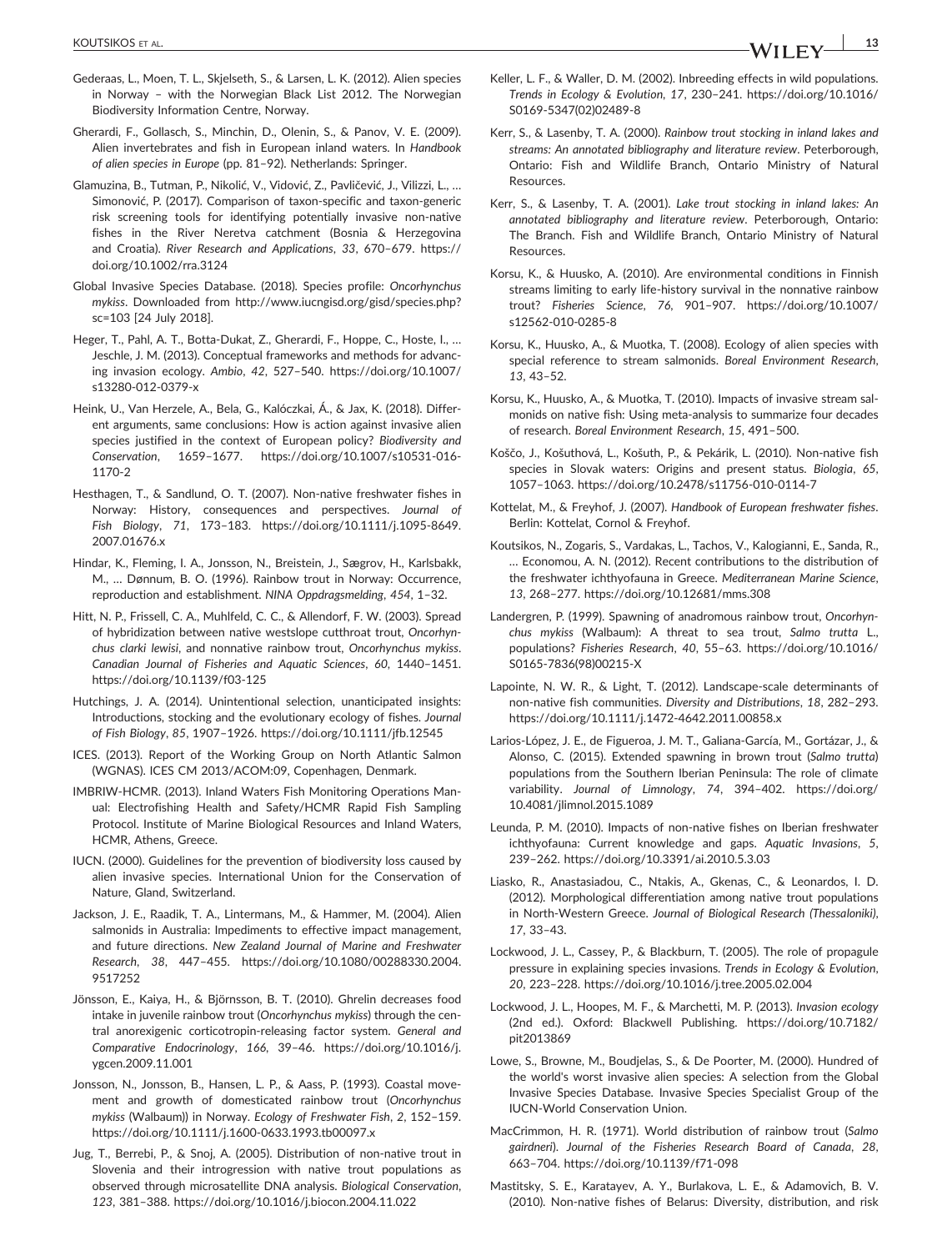Gederaas, L., Moen, T. L., Skjelseth, S., & Larsen, L. K. (2012). Alien species in Norway – with the Norwegian Black List 2012. The Norwegian Biodiversity Information Centre, Norway.

Gherardi, F., Gollasch, S., Minchin, D., Olenin, S., & Panov, V. E. (2009). Alien invertebrates and fish in European inland waters. In *Handbook of alien species in Europe* (pp. 81–92). Netherlands: Springer.

Glamuzina, B., Tutman, P., Nikolić, V., Vidović, Z., Pavličević, J., Vilizzi, L., … Simonović, P. (2017). Comparison of taxon-specific and taxon-generic risk screening tools for identifying potentially invasive non-native fishes in the River Neretva catchment (Bosnia & Herzegovina and Croatia). *River Research and Applications*, *33*, 670–679. https://doi.org/10.1002/rra.3124

Global Invasive Species Database. (2018). Species profile: *Oncorhynchus mykiss*. Downloaded from http://www.iucngisd.org/gisd/species.php?sc=103 [24 July 2018].

Heger, T., Pahl, A. T., Botta-Dukat, Z., Gherardi, F., Hoppe, C., Hoste, I., … Jeschle, J. M. (2013). Conceptual frameworks and methods for advancing invasion ecology. *Ambio*, *42*, 527–540. https://doi.org/10.1007/s13280-012-0379-x

Heink, U., Van Herzele, A., Bela, G., Kalóczkai, Á., & Jax, K. (2018). Different arguments, same conclusions: How is action against invasive alien species justified in the context of European policy? *Biodiversity and Conservation*, 1659–1677. https://doi.org/10.1007/s10531-016-1170-2

Hesthagen, T., & Sandlund, O. T. (2007). Non-native freshwater fishes in Norway: History, consequences and perspectives. *Journal of Fish Biology*, *71*, 173–183. https://doi.org/10.1111/j.1095-8649.2007.01676.x

Hindar, K., Fleming, I. A., Jonsson, N., Breistein, J., Sægrov, H., Karlsbakk, M., … Dønnum, B. O. (1996). Rainbow trout in Norway: Occurrence, reproduction and establishment. *NINA Oppdragsmelding*, *454*, 1–32.

Hitt, N. P., Frissell, C. A., Muhlfeld, C. C., & Allendorf, F. W. (2003). Spread of hybridization between native westslope cutthroat trout, *Oncorhynchus clarki lewisi*, and nonnative rainbow trout, *Oncorhynchus mykiss*. *Canadian Journal of Fisheries and Aquatic Sciences*, *60*, 1440–1451. https://doi.org/10.1139/f03-125

Hutchings, J. A. (2014). Unintentional selection, unanticipated insights: Introductions, stocking and the evolutionary ecology of fishes. *Journal of Fish Biology*, *85*, 1907–1926. https://doi.org/10.1111/jfb.12545

ICES. (2013). Report of the Working Group on North Atlantic Salmon (WGNAS). ICES CM 2013/ACOM:09, Copenhagen, Denmark.

IMBRIW-HCMR. (2013). Inland Waters Fish Monitoring Operations Manual: Electrofishing Health and Safety/HCMR Rapid Fish Sampling Protocol. Institute of Marine Biological Resources and Inland Waters, HCMR, Athens, Greece.

IUCN. (2000). Guidelines for the prevention of biodiversity loss caused by alien invasive species. International Union for the Conservation of Nature, Gland, Switzerland.

Jackson, J. E., Raadik, T. A., Lintermans, M., & Hammer, M. (2004). Alien salmonids in Australia: Impediments to effective impact management, and future directions. *New Zealand Journal of Marine and Freshwater Research*, *38*, 447–455. https://doi.org/10.1080/00288330.2004.9517252

Jönsson, E., Kaiya, H., & Björnsson, B. T. (2010). Ghrelin decreases food intake in juvenile rainbow trout (*Oncorhynchus mykiss*) through the central anorexigenic corticotropin-releasing factor system. *General and Comparative Endocrinology*, *166*, 39–46. https://doi.org/10.1016/j.ygcen.2009.11.001

Jonsson, N., Jonsson, B., Hansen, L. P., & Aass, P. (1993). Coastal movement and growth of domesticated rainbow trout (*Oncorhynchus mykiss* (Walbaum)) in Norway. *Ecology of Freshwater Fish*, *2*, 152–159. https://doi.org/10.1111/j.1600-0633.1993.tb00097.x

Jug, T., Berrebi, P., & Snoj, A. (2005). Distribution of non-native trout in Slovenia and their introgression with native trout populations as observed through microsatellite DNA analysis. *Biological Conservation*, *123*, 381–388. https://doi.org/10.1016/j.biocon.2004.11.022

Keller, L. F., & Waller, D. M. (2002). Inbreeding effects in wild populations. *Trends in Ecology & Evolution*, *17*, 230–241. https://doi.org/10.1016/S0169-5347(02)02489-8

Kerr, S., & Lasenby, T. A. (2000). *Rainbow trout stocking in inland lakes and streams: An annotated bibliography and literature review*. Peterborough, Ontario: Fish and Wildlife Branch, Ontario Ministry of Natural Resources.

Kerr, S., & Lasenby, T. A. (2001). *Lake trout stocking in inland lakes: An annotated bibliography and literature review*. Peterborough, Ontario: The Branch. Fish and Wildlife Branch, Ontario Ministry of Natural Resources.

Korsu, K., & Huusko, A. (2010). Are environmental conditions in Finnish streams limiting to early life-history survival in the nonnative rainbow trout? *Fisheries Science*, *76*, 901–907. https://doi.org/10.1007/s12562-010-0285-8

Korsu, K., Huusko, A., & Muotka, T. (2008). Ecology of alien species with special reference to stream salmonids. *Boreal Environment Research*, *13*, 43–52.

Korsu, K., Huusko, A., & Muotka, T. (2010). Impacts of invasive stream salmonids on native fish: Using meta-analysis to summarize four decades of research. *Boreal Environment Research*, *15*, 491–500.

Koščo, J., Košuthová, L., Košuth, P., & Pekárik, L. (2010). Non-native fish species in Slovak waters: Origins and present status. *Biologia*, *65*, 1057–1063. https://doi.org/10.2478/s11756-010-0114-7

Kottelat, M., & Freyhof, J. (2007). *Handbook of European freshwater fishes*. Berlin: Kottelat, Cornol & Freyhof.

Koutsikos, N., Zogaris, S., Vardakas, L., Tachos, V., Kalogianni, E., Sanda, R., … Economou, A. N. (2012). Recent contributions to the distribution of the freshwater ichthyofauna in Greece. *Mediterranean Marine Science*, *13*, 268–277. https://doi.org/10.12681/mms.308

Landergren, P. (1999). Spawning of anadromous rainbow trout, *Oncorhynchus mykiss* (Walbaum): A threat to sea trout, *Salmo trutta* L., populations? *Fisheries Research*, *40*, 55–63. https://doi.org/10.1016/S0165-7836(98)00215-X

Lapointe, N. W. R., & Light, T. (2012). Landscape-scale determinants of non-native fish communities. *Diversity and Distributions*, *18*, 282–293. https://doi.org/10.1111/j.1472-4642.2011.00858.x

Larios-López, J. E., de Figueroa, J. M. T., Galiana-García, M., Gortázar, J., & Alonso, C. (2015). Extended spawning in brown trout (*Salmo trutta*) populations from the Southern Iberian Peninsula: The role of climate variability. *Journal of Limnology*, *74*, 394–402. https://doi.org/10.4081/jlimnol.2015.1089

Leunda, P. M. (2010). Impacts of non-native fishes on Iberian freshwater ichthyofauna: Current knowledge and gaps. *Aquatic Invasions*, *5*, 239–262. https://doi.org/10.3391/ai.2010.5.3.03

Liasko, R., Anastasiadou, C., Ntakis, A., Gkenas, C., & Leonardos, I. D. (2012). Morphological differentiation among native trout populations in North-Western Greece. *Journal of Biological Research (Thessaloniki)*, *17*, 33–43.

Lockwood, J. L., Cassey, P., & Blackburn, T. (2005). The role of propagule pressure in explaining species invasions. *Trends in Ecology & Evolution*, *20*, 223–228. https://doi.org/10.1016/j.tree.2005.02.004

Lockwood, J. L., Hoopes, M. F., & Marchetti, M. P. (2013). *Invasion ecology* (2nd ed.). Oxford: Blackwell Publishing. https://doi.org/10.7182/pit2013869

Lowe, S., Browne, M., Boudjelas, S., & De Poorter, M. (2000). Hundred of the world's worst invasive alien species: A selection from the Global Invasive Species Database. Invasive Species Specialist Group of the IUCN-World Conservation Union.

MacCrimmon, H. R. (1971). World distribution of rainbow trout (*Salmo gairdneri*). *Journal of the Fisheries Research Board of Canada*, *28*, 663–704. https://doi.org/10.1139/f71-098

Mastitsky, S. E., Karatayev, A. Y., Burlakova, L. E., & Adamovich, B. V. (2010). Non-native fishes of Belarus: Diversity, distribution, and risk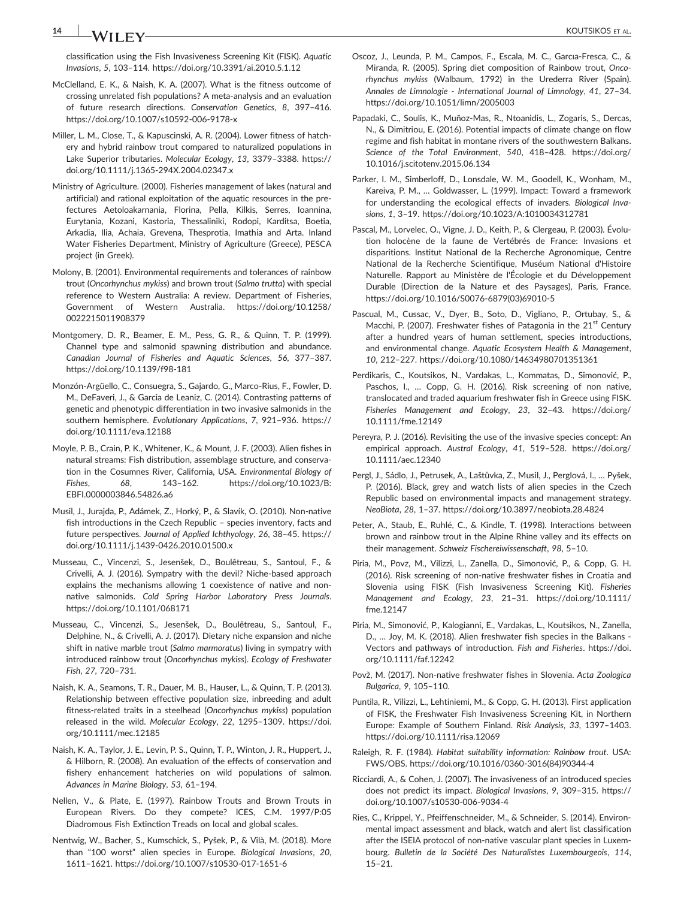classification using the Fish Invasiveness Screening Kit (FISK). *Aquatic Invasions*, *5*, 103–114. https://doi.org/10.3391/ai.2010.5.1.12

McClelland, E. K., & Naish, K. A. (2007). What is the fitness outcome of crossing unrelated fish populations? A meta-analysis and an evaluation of future research directions. *Conservation Genetics*, *8*, 397–416. https://doi.org/10.1007/s10592-006-9178-x

Miller, L. M., Close, T., & Kapuscinski, A. R. (2004). Lower fitness of hatchery and hybrid rainbow trout compared to naturalized populations in Lake Superior tributaries. *Molecular Ecology*, *13*, 3379–3388. https://doi.org/10.1111/j.1365-294X.2004.02347.x

Ministry of Agriculture. (2000). Fisheries management of lakes (natural and artificial) and rational exploitation of the aquatic resources in the prefectures Aetoloakarnania, Florina, Pella, Kilkis, Serres, Ioannina, Eurytania, Kozani, Kastoria, Thessaliniki, Rodopi, Karditsa, Boetia, Arkadia, Ilia, Achaia, Grevena, Thesprotia, Imathia and Arta. Inland Water Fisheries Department, Ministry of Agriculture (Greece), PESCA project (in Greek).

Molony, B. (2001). Environmental requirements and tolerances of rainbow trout (*Oncorhynchus mykiss*) and brown trout (*Salmo trutta*) with special reference to Western Australia: A review. Department of Fisheries, Government of Western Australia. https://doi.org/10.1258/0022215011908379

Montgomery, D. R., Beamer, E. M., Pess, G. R., & Quinn, T. P. (1999). Channel type and salmonid spawning distribution and abundance. *Canadian Journal of Fisheries and Aquatic Sciences*, *56*, 377–387. https://doi.org/10.1139/f98-181

Monzón-Argüello, C., Consuegra, S., Gajardo, G., Marco-Rius, F., Fowler, D. M., DeFaveri, J., & Garcia de Leaniz, C. (2014). Contrasting patterns of genetic and phenotypic differentiation in two invasive salmonids in the southern hemisphere. *Evolutionary Applications*, *7*, 921–936. https://doi.org/10.1111/eva.12188

Moyle, P. B., Crain, P. K., Whitener, K., & Mount, J. F. (2003). Alien fishes in natural streams: Fish distribution, assemblage structure, and conservation in the Cosumnes River, California, USA. *Environmental Biology of Fishes*, *68*, 143–162. https://doi.org/10.1023/B:EBFI.0000003846.54826.a6

Musil, J., Jurajda, P., Adámek, Z., Horký, P., & Slavík, O. (2010). Non-native fish introductions in the Czech Republic – species inventory, facts and future perspectives. *Journal of Applied Ichthyology*, *26*, 38–45. https://doi.org/10.1111/j.1439-0426.2010.01500.x

Musseau, C., Vincenzi, S., Jesenšek, D., Boulêtreau, S., Santoul, F., & Crivelli, A. J. (2016). Sympatry with the devil? Niche-based approach explains the mechanisms allowing 1 coexistence of native and non-native salmonids. *Cold Spring Harbor Laboratory Press Journals*. https://doi.org/10.1101/068171

Musseau, C., Vincenzi, S., Jesenšek, D., Boulêtreau, S., Santoul, F., Delphine, N., & Crivelli, A. J. (2017). Dietary niche expansion and niche shift in native marble trout (*Salmo marmoratus*) living in sympatry with introduced rainbow trout (*Oncorhynchus mykiss*). *Ecology of Freshwater Fish*, *27*, 720–731.

Naish, K. A., Seamons, T. R., Dauer, M. B., Hauser, L., & Quinn, T. P. (2013). Relationship between effective population size, inbreeding and adult fitness-related traits in a steelhead (*Oncorhynchus mykiss*) population released in the wild. *Molecular Ecology*, *22*, 1295–1309. https://doi.org/10.1111/mec.12185

Naish, K. A., Taylor, J. E., Levin, P. S., Quinn, T. P., Winton, J. R., Huppert, J., & Hilborn, R. (2008). An evaluation of the effects of conservation and fishery enhancement hatcheries on wild populations of salmon. *Advances in Marine Biology*, *53*, 61–194.

Nellen, V., & Plate, E. (1997). Rainbow Trouts and Brown Trouts in European Rivers. Do they compete? ICES, C.M. 1997/P:05 Diadromous Fish Extinction Treads on local and global scales.

Nentwig, W., Bacher, S., Kumschick, S., Pyšek, P., & Vilà, M. (2018). More than "100 worst" alien species in Europe. *Biological Invasions*, *20*, 1611–1621. https://doi.org/10.1007/s10530-017-1651-6

Oscoz, J., Leunda, P. M., Campos, F., Escala, M. C., Garcıa-Fresca, C., & Miranda, R. (2005). Spring diet composition of Rainbow trout, *Oncorhynchus mykiss* (Walbaum, 1792) in the Urederra River (Spain). *Annales de Limnologie - International Journal of Limnology*, *41*, 27–34. https://doi.org/10.1051/limn/2005003

Papadaki, C., Soulis, K., Muñoz-Mas, R., Ntoanidis, L., Zogaris, S., Dercas, N., & Dimitriou, E. (2016). Potential impacts of climate change on flow regime and fish habitat in montane rivers of the southwestern Balkans. *Science of the Total Environment*, *540*, 418–428. https://doi.org/10.1016/j.scitotenv.2015.06.134

Parker, I. M., Simberloff, D., Lonsdale, W. M., Goodell, K., Wonham, M., Kareiva, P. M., … Goldwasser, L. (1999). Impact: Toward a framework for understanding the ecological effects of invaders. *Biological Invasions*, *1*, 3–19. https://doi.org/10.1023/A:1010034312781

Pascal, M., Lorvelec, O., Vigne, J. D., Keith, P., & Clergeau, P. (2003). Évolution holocène de la faune de Vertébrés de France: Invasions et disparitions. Institut National de la Recherche Agronomique, Centre National de la Recherche Scientifique, Muséum National d'Histoire Naturelle. Rapport au Ministère de l'Écologie et du Développement Durable (Direction de la Nature et des Paysages), Paris, France. https://doi.org/10.1016/S0076-6879(03)69010-5

Pascual, M., Cussac, V., Dyer, B., Soto, D., Vigliano, P., Ortubay, S., & Macchi, P. (2007). Freshwater fishes of Patagonia in the 21st Century after a hundred years of human settlement, species introductions, and environmental change. *Aquatic Ecosystem Health & Management*, *10*, 212–227. https://doi.org/10.1080/14634980701351361

Perdikaris, C., Koutsikos, N., Vardakas, L., Kommatas, D., Simonović, P., Paschos, I., … Copp, G. H. (2016). Risk screening of non native, translocated and traded aquarium freshwater fish in Greece using FISK. *Fisheries Management and Ecology*, *23*, 32–43. https://doi.org/10.1111/fme.12149

Pereyra, P. J. (2016). Revisiting the use of the invasive species concept: An empirical approach. *Austral Ecology*, *41*, 519–528. https://doi.org/10.1111/aec.12340

Pergl, J., Sádlo, J., Petrusek, A., Laštůvka, Z., Musil, J., Perglová, I., … Pyšek, P. (2016). Black, grey and watch lists of alien species in the Czech Republic based on environmental impacts and management strategy. *NeoBiota*, *28*, 1–37. https://doi.org/10.3897/neobiota.28.4824

Peter, A., Staub, E., Ruhlé, C., & Kindle, T. (1998). Interactions between brown and rainbow trout in the Alpine Rhine valley and its effects on their management. *Schweiz Fischereiwissenschaft*, *98*, 5–10.

Piria, M., Povz, M., Vilizzi, L., Zanella, D., Simonović, P., & Copp, G. H. (2016). Risk screening of non-native freshwater fishes in Croatia and Slovenia using FISK (Fish Invasiveness Screening Kit). *Fisheries Management and Ecology*, *23*, 21–31. https://doi.org/10.1111/fme.12147

Piria, M., Simonović, P., Kalogianni, E., Vardakas, L., Koutsikos, N., Zanella, D., … Joy, M. K. (2018). Alien freshwater fish species in the Balkans - Vectors and pathways of introduction. *Fish and Fisheries*. https://doi.org/10.1111/faf.12242

Povž, M. (2017). Non-native freshwater fishes in Slovenia. *Acta Zoologica Bulgarica*, *9*, 105–110.

Puntila, R., Vilizzi, L., Lehtiniemi, M., & Copp, G. H. (2013). First application of FISK, the Freshwater Fish Invasiveness Screening Kit, in Northern Europe: Example of Southern Finland. *Risk Analysis*, *33*, 1397–1403. https://doi.org/10.1111/risa.12069

Raleigh, R. F. (1984). *Habitat suitability information: Rainbow trout*. USA: FWS/OBS. https://doi.org/10.1016/0360-3016(84)90344-4

Ricciardi, A., & Cohen, J. (2007). The invasiveness of an introduced species does not predict its impact. *Biological Invasions*, *9*, 309–315. https://doi.org/10.1007/s10530-006-9034-4

Ries, C., Krippel, Y., Pfeiffenschneider, M., & Schneider, S. (2014). Environmental impact assessment and black, watch and alert list classification after the ISEIA protocol of non-native vascular plant species in Luxembourg. *Bulletin de la Société Des Naturalistes Luxembourgeois*, *114*, 15–21.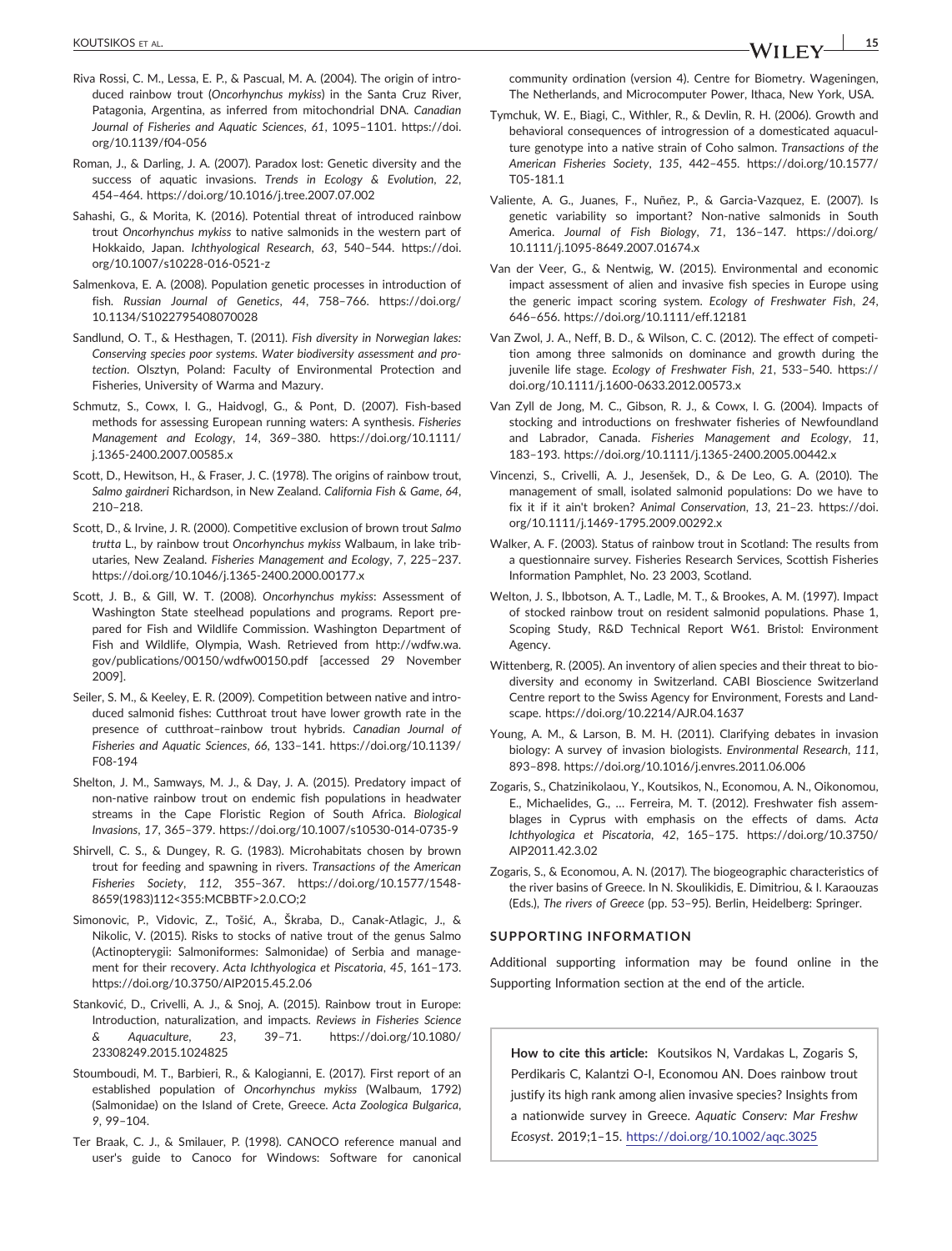Riva Rossi, C. M., Lessa, E. P., & Pascual, M. A. (2004). The origin of introduced rainbow trout (*Oncorhynchus mykiss*) in the Santa Cruz River, Patagonia, Argentina, as inferred from mitochondrial DNA. *Canadian Journal of Fisheries and Aquatic Sciences*, *61*, 1095–1101. https://doi.org/10.1139/f04-056

Roman, J., & Darling, J. A. (2007). Paradox lost: Genetic diversity and the success of aquatic invasions. *Trends in Ecology & Evolution*, *22*, 454–464. https://doi.org/10.1016/j.tree.2007.07.002

Sahashi, G., & Morita, K. (2016). Potential threat of introduced rainbow trout *Oncorhynchus mykiss* to native salmonids in the western part of Hokkaido, Japan. *Ichthyological Research*, *63*, 540–544. https://doi.org/10.1007/s10228-016-0521-z

Salmenkova, E. A. (2008). Population genetic processes in introduction of fish. *Russian Journal of Genetics*, *44*, 758–766. https://doi.org/10.1134/S1022795408070028

Sandlund, O. T., & Hesthagen, T. (2011). *Fish diversity in Norwegian lakes: Conserving species poor systems. Water biodiversity assessment and protection*. Olsztyn, Poland: Faculty of Environmental Protection and Fisheries, University of Warma and Mazury.

Schmutz, S., Cowx, I. G., Haidvogl, G., & Pont, D. (2007). Fish-based methods for assessing European running waters: A synthesis. *Fisheries Management and Ecology*, *14*, 369–380. https://doi.org/10.1111/j.1365-2400.2007.00585.x

Scott, D., Hewitson, H., & Fraser, J. C. (1978). The origins of rainbow trout, *Salmo gairdneri* Richardson, in New Zealand. *California Fish & Game*, *64*, 210–218.

Scott, D., & Irvine, J. R. (2000). Competitive exclusion of brown trout *Salmo trutta* L., by rainbow trout *Oncorhynchus mykiss* Walbaum, in lake tributaries, New Zealand. *Fisheries Management and Ecology*, *7*, 225–237. https://doi.org/10.1046/j.1365-2400.2000.00177.x

Scott, J. B., & Gill, W. T. (2008). *Oncorhynchus mykiss*: Assessment of Washington State steelhead populations and programs. Report prepared for Fish and Wildlife Commission. Washington Department of Fish and Wildlife, Olympia, Wash. Retrieved from http://wdfw.wa.gov/publications/00150/wdfw00150.pdf [accessed 29 November 2009].

Seiler, S. M., & Keeley, E. R. (2009). Competition between native and introduced salmonid fishes: Cutthroat trout have lower growth rate in the presence of cutthroat–rainbow trout hybrids. *Canadian Journal of Fisheries and Aquatic Sciences*, *66*, 133–141. https://doi.org/10.1139/F08-194

Shelton, J. M., Samways, M. J., & Day, J. A. (2015). Predatory impact of non-native rainbow trout on endemic fish populations in headwater streams in the Cape Floristic Region of South Africa. *Biological Invasions*, *17*, 365–379. https://doi.org/10.1007/s10530-014-0735-9

Shirvell, C. S., & Dungey, R. G. (1983). Microhabitats chosen by brown trout for feeding and spawning in rivers. *Transactions of the American Fisheries Society*, *112*, 355–367. https://doi.org/10.1577/1548-8659(1983)112<355:MCBBTF>2.0.CO;2

Simonovic, P., Vidovic, Z., Tošić, A., Škraba, D., Canak-Atlagic, J., & Nikolic, V. (2015). Risks to stocks of native trout of the genus Salmo (Actinopterygii: Salmoniformes: Salmonidae) of Serbia and management for their recovery. *Acta Ichthyologica et Piscatoria*, *45*, 161–173. https://doi.org/10.3750/AIP2015.45.2.06

Stanković, D., Crivelli, A. J., & Snoj, A. (2015). Rainbow trout in Europe: Introduction, naturalization, and impacts. *Reviews in Fisheries Science & Aquaculture*, *23*, 39–71. https://doi.org/10.1080/23308249.2015.1024825

Stoumboudi, M. T., Barbieri, R., & Kalogianni, E. (2017). First report of an established population of *Oncorhynchus mykiss* (Walbaum, 1792) (Salmonidae) on the Island of Crete, Greece. *Acta Zoologica Bulgarica*, *9*, 99–104.

Ter Braak, C. J., & Smilauer, P. (1998). CANOCO reference manual and user's guide to Canoco for Windows: Software for canonical community ordination (version 4). Centre for Biometry. Wageningen, The Netherlands, and Microcomputer Power, Ithaca, New York, USA.

Tymchuk, W. E., Biagi, C., Withler, R., & Devlin, R. H. (2006). Growth and behavioral consequences of introgression of a domesticated aquaculture genotype into a native strain of Coho salmon. *Transactions of the American Fisheries Society*, *135*, 442–455. https://doi.org/10.1577/T05-181.1

Valiente, A. G., Juanes, F., Nuñez, P., & Garcia-Vazquez, E. (2007). Is genetic variability so important? Non-native salmonids in South America. *Journal of Fish Biology*, *71*, 136–147. https://doi.org/10.1111/j.1095-8649.2007.01674.x

Van der Veer, G., & Nentwig, W. (2015). Environmental and economic impact assessment of alien and invasive fish species in Europe using the generic impact scoring system. *Ecology of Freshwater Fish*, *24*, 646–656. https://doi.org/10.1111/eff.12181

Van Zwol, J. A., Neff, B. D., & Wilson, C. C. (2012). The effect of competition among three salmonids on dominance and growth during the juvenile life stage. *Ecology of Freshwater Fish*, *21*, 533–540. https://doi.org/10.1111/j.1600-0633.2012.00573.x

Van Zyll de Jong, M. C., Gibson, R. J., & Cowx, I. G. (2004). Impacts of stocking and introductions on freshwater fisheries of Newfoundland and Labrador, Canada. *Fisheries Management and Ecology*, *11*, 183–193. https://doi.org/10.1111/j.1365-2400.2005.00442.x

Vincenzi, S., Crivelli, A. J., Jesenšek, D., & De Leo, G. A. (2010). The management of small, isolated salmonid populations: Do we have to fix it if it ain't broken? *Animal Conservation*, *13*, 21–23. https://doi.org/10.1111/j.1469-1795.2009.00292.x

Walker, A. F. (2003). Status of rainbow trout in Scotland: The results from a questionnaire survey. Fisheries Research Services, Scottish Fisheries Information Pamphlet, No. 23 2003, Scotland.

Welton, J. S., Ibbotson, A. T., Ladle, M. T., & Brookes, A. M. (1997). Impact of stocked rainbow trout on resident salmonid populations. Phase 1, Scoping Study, R&D Technical Report W61. Bristol: Environment Agency.

Wittenberg, R. (2005). An inventory of alien species and their threat to biodiversity and economy in Switzerland. CABI Bioscience Switzerland Centre report to the Swiss Agency for Environment, Forests and Landscape. https://doi.org/10.2214/AJR.04.1637

Young, A. M., & Larson, B. M. H. (2011). Clarifying debates in invasion biology: A survey of invasion biologists. *Environmental Research*, *111*, 893–898. https://doi.org/10.1016/j.envres.2011.06.006

Zogaris, S., Chatzinikolaou, Y., Koutsikos, N., Economou, A. N., Oikonomou, E., Michaelides, G., … Ferreira, M. T. (2012). Freshwater fish assemblages in Cyprus with emphasis on the effects of dams. *Acta Ichthyologica et Piscatoria*, *42*, 165–175. https://doi.org/10.3750/AIP2011.42.3.02

Zogaris, S., & Economou, A. N. (2017). The biogeographic characteristics of the river basins of Greece. In N. Skoulikidis, E. Dimitriou, & I. Karaouzas (Eds.), *The rivers of Greece* (pp. 53–95). Berlin, Heidelberg: Springer.

## SUPPORTING INFORMATION

Additional supporting information may be found online in the Supporting Information section at the end of the article.

**How to cite this article:** Koutsikos N, Vardakas L, Zogaris S, Perdikaris C, Kalantzi O-I, Economou AN. Does rainbow trout justify its high rank among alien invasive species? Insights from a nationwide survey in Greece. *Aquatic Conserv: Mar Freshw Ecosyst*. 2019;1–15. https://doi.org/10.1002/aqc.3025